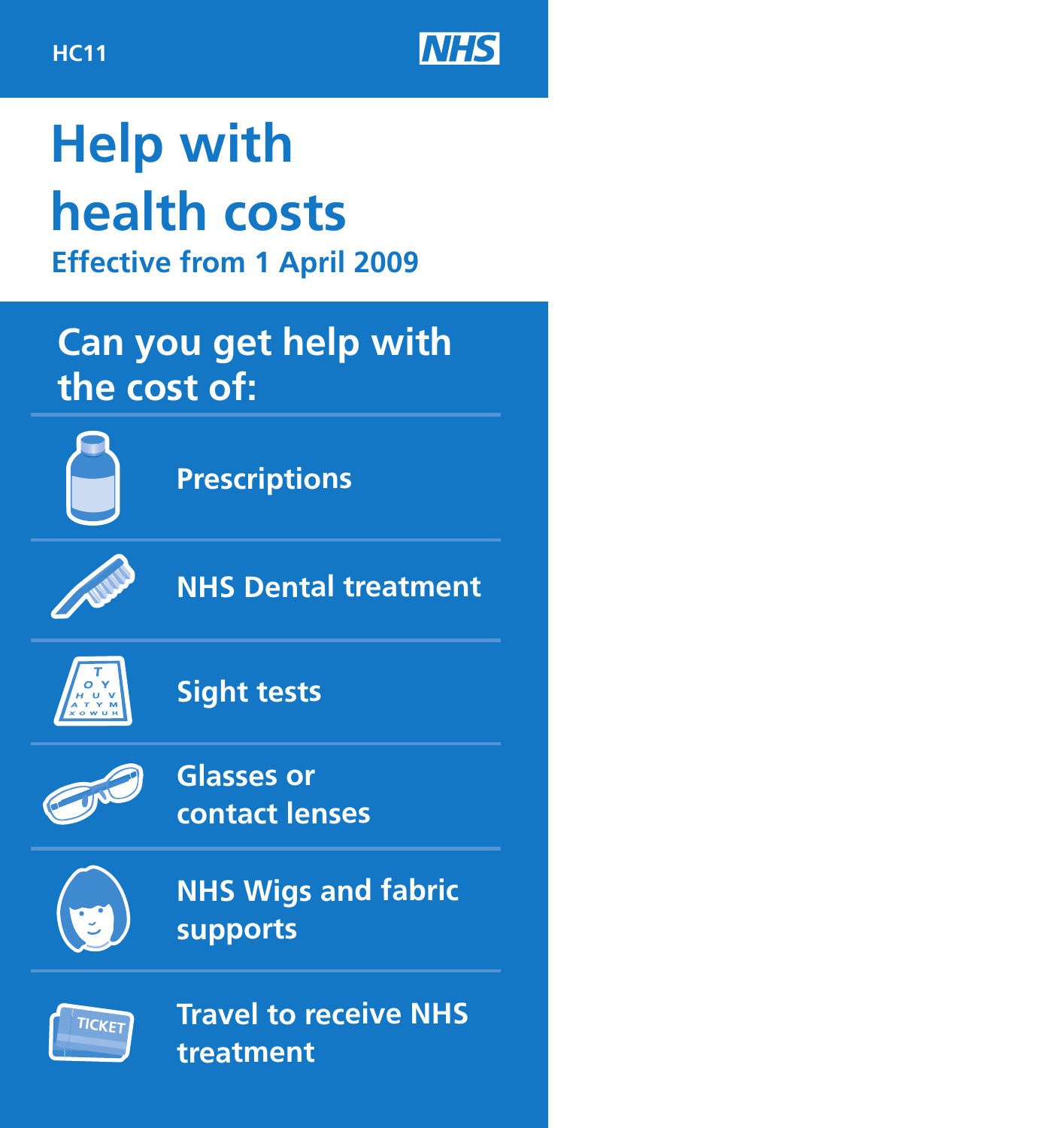HC11

NHS

# Help with health costs

**Effective from 1 April 2009**

## Can you get help with the cost of:

- Prescriptions
- NHS Dental treatment
- Sight tests
- Glasses or contact lenses
- NHS Wigs and fabric supports
- Travel to receive NHS treatment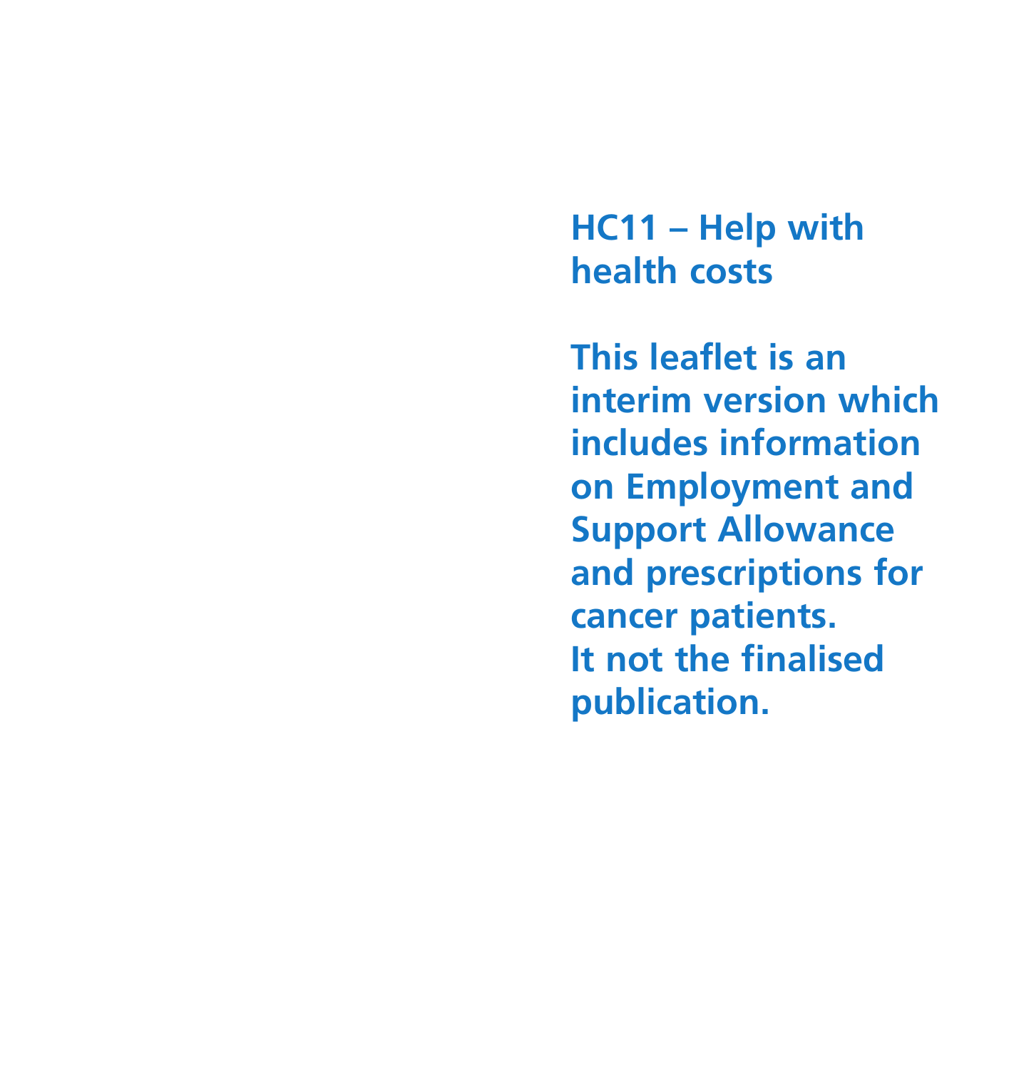**HC11 – Help with health costs**

**This leaflet is an interim version which includes information on Employment and Support Allowance and prescriptions for cancer patients. It not the finalised publication.**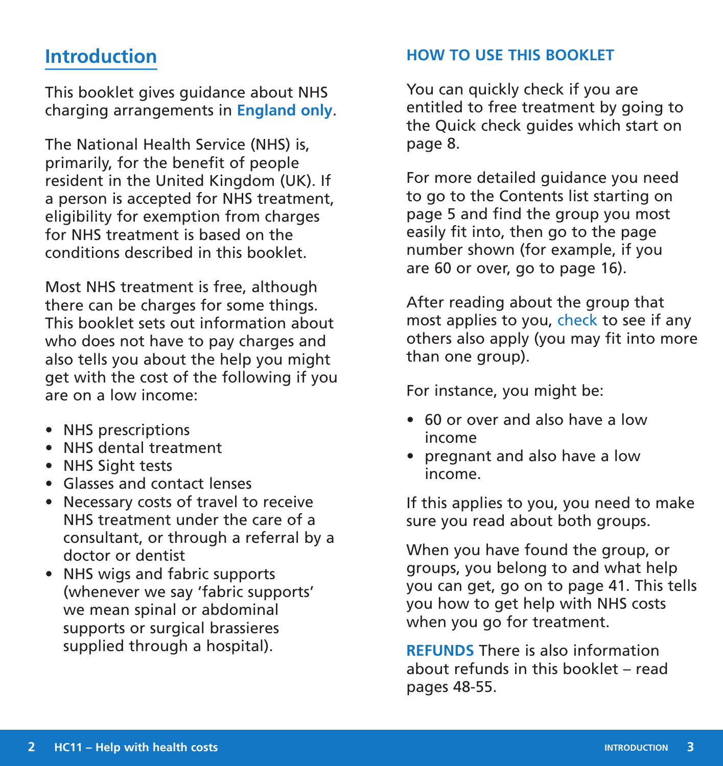# Introduction

This booklet gives guidance about NHS charging arrangements in **England only**.

The National Health Service (NHS) is, primarily, for the benefit of people resident in the United Kingdom (UK). If a person is accepted for NHS treatment, eligibility for exemption from charges for NHS treatment is based on the conditions described in this booklet.

Most NHS treatment is free, although there can be charges for some things. This booklet sets out information about who does not have to pay charges and also tells you about the help you might get with the cost of the following if you are on a low income:

- NHS prescriptions
- NHS dental treatment
- NHS Sight tests
- Glasses and contact lenses
- Necessary costs of travel to receive NHS treatment under the care of a consultant, or through a referral by a doctor or dentist
- NHS wigs and fabric supports (whenever we say 'fabric supports' we mean spinal or abdominal supports or surgical brassieres supplied through a hospital).

## HOW TO USE THIS BOOKLET

You can quickly check if you are entitled to free treatment by going to the Quick check guides which start on page 8.

For more detailed guidance you need to go to the Contents list starting on page 5 and find the group you most easily fit into, then go to the page number shown (for example, if you are 60 or over, go to page 16).

After reading about the group that most applies to you, check to see if any others also apply (you may fit into more than one group).

For instance, you might be:

- 60 or over and also have a low income
- pregnant and also have a low income.

If this applies to you, you need to make sure you read about both groups.

When you have found the group, or groups, you belong to and what help you can get, go on to page 41. This tells you how to get help with NHS costs when you go for treatment.

**REFUNDS** There is also information about refunds in this booklet – read pages 48-55.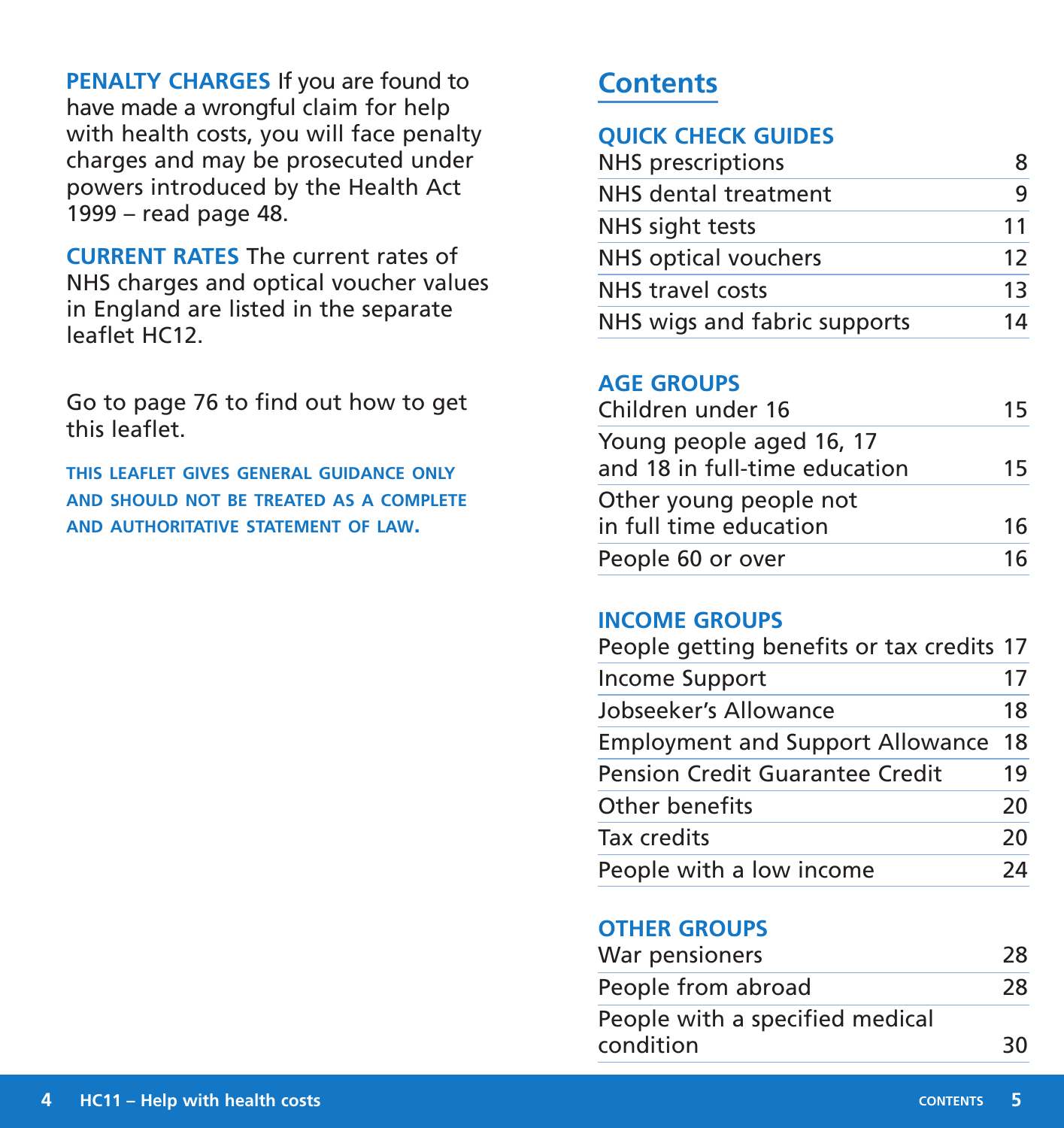**PENALTY CHARGES** If you are found to have made a wrongful claim for help with health costs, you will face penalty charges and may be prosecuted under powers introduced by the Health Act 1999 – read page 48.

**CURRENT RATES** The current rates of NHS charges and optical voucher values in England are listed in the separate leaflet HC12.

Go to page 76 to find out how to get this leaflet.

**THIS LEAFLET GIVES GENERAL GUIDANCE ONLY AND SHOULD NOT BE TREATED AS A COMPLETE AND AUTHORITATIVE STATEMENT OF LAW.**

# Contents

## QUICK CHECK GUIDES

| | |
|---|---|
| NHS prescriptions | 8 |
| NHS dental treatment | 9 |
| NHS sight tests | 11 |
| NHS optical vouchers | 12 |
| NHS travel costs | 13 |
| NHS wigs and fabric supports | 14 |

## AGE GROUPS

| | |
|---|---|
| Children under 16 | 15 |
| Young people aged 16, 17 and 18 in full-time education | 15 |
| Other young people not in full time education | 16 |
| People 60 or over | 16 |

## INCOME GROUPS

| | |
|---|---|
| People getting benefits or tax credits | 17 |
| Income Support | 17 |
| Jobseeker's Allowance | 18 |
| Employment and Support Allowance | 18 |
| Pension Credit Guarantee Credit | 19 |
| Other benefits | 20 |
| Tax credits | 20 |
| People with a low income | 24 |

## OTHER GROUPS

| | |
|---|---|
| War pensioners | 28 |
| People from abroad | 28 |
| People with a specified medical condition | 30 |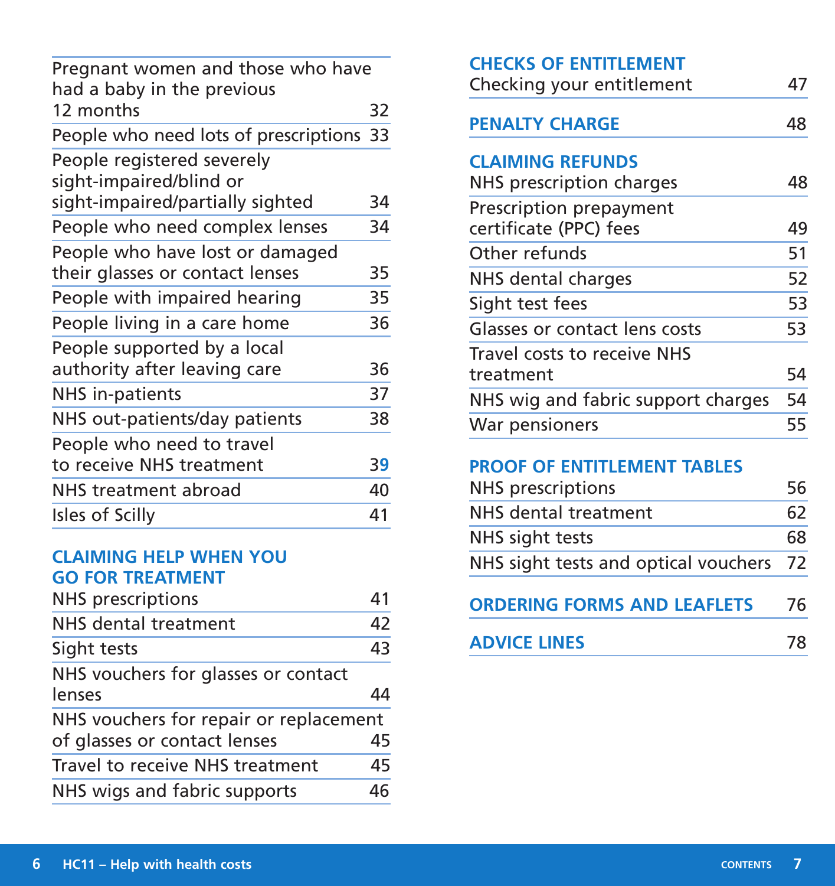| | |
|---|---|
| Pregnant women and those who have had a baby in the previous 12 months | 32 |
| People who need lots of prescriptions | 33 |
| People registered severely sight-impaired/blind or sight-impaired/partially sighted | 34 |
| People who need complex lenses | 34 |
| People who have lost or damaged their glasses or contact lenses | 35 |
| People with impaired hearing | 35 |
| People living in a care home | 36 |
| People supported by a local authority after leaving care | 36 |
| NHS in-patients | 37 |
| NHS out-patients/day patients | 38 |
| People who need to travel to receive NHS treatment | 39 |
| NHS treatment abroad | 40 |
| Isles of Scilly | 41 |

## CLAIMING HELP WHEN YOU GO FOR TREATMENT

| | |
|---|---|
| NHS prescriptions | 41 |
| NHS dental treatment | 42 |
| Sight tests | 43 |
| NHS vouchers for glasses or contact lenses | 44 |
| NHS vouchers for repair or replacement of glasses or contact lenses | 45 |
| Travel to receive NHS treatment | 45 |
| NHS wigs and fabric supports | 46 |

## CHECKS OF ENTITLEMENT

| | |
|---|---|
| Checking your entitlement | 47 |

## PENALTY CHARGE 48

## CLAIMING REFUNDS

| | |
|---|---|
| NHS prescription charges | 48 |
| Prescription prepayment certificate (PPC) fees | 49 |
| Other refunds | 51 |
| NHS dental charges | 52 |
| Sight test fees | 53 |
| Glasses or contact lens costs | 53 |
| Travel costs to receive NHS treatment | 54 |
| NHS wig and fabric support charges | 54 |
| War pensioners | 55 |

## PROOF OF ENTITLEMENT TABLES

| | |
|---|---|
| NHS prescriptions | 56 |
| NHS dental treatment | 62 |
| NHS sight tests | 68 |
| NHS sight tests and optical vouchers | 72 |

## ORDERING FORMS AND LEAFLETS 76

## ADVICE LINES 78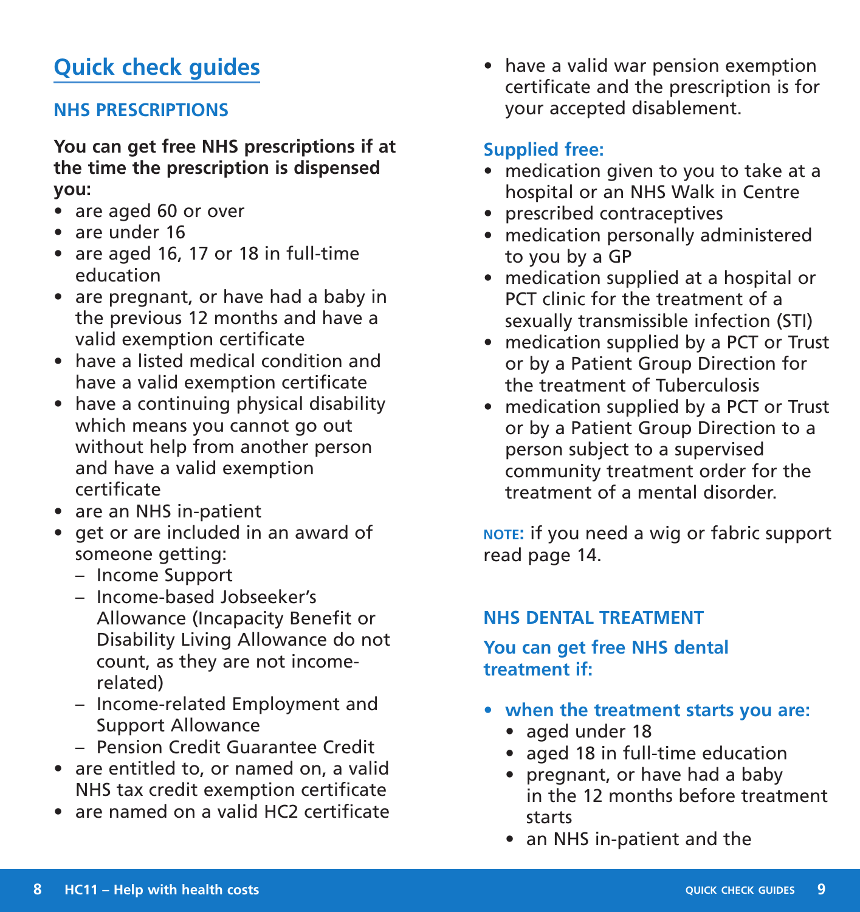# Quick check guides

## NHS PRESCRIPTIONS

**You can get free NHS prescriptions if at the time the prescription is dispensed you:**

- are aged 60 or over
- are under 16
- are aged 16, 17 or 18 in full-time education
- are pregnant, or have had a baby in the previous 12 months and have a valid exemption certificate
- have a listed medical condition and have a valid exemption certificate
- have a continuing physical disability which means you cannot go out without help from another person and have a valid exemption certificate
- are an NHS in-patient
- get or are included in an award of someone getting:
  - Income Support
  - Income-based Jobseeker's Allowance (Incapacity Benefit or Disability Living Allowance do not count, as they are not income-related)
  - Income-related Employment and Support Allowance
  - Pension Credit Guarantee Credit
- are entitled to, or named on, a valid NHS tax credit exemption certificate
- are named on a valid HC2 certificate
- have a valid war pension exemption certificate and the prescription is for your accepted disablement.

### Supplied free:

- medication given to you to take at a hospital or an NHS Walk in Centre
- prescribed contraceptives
- medication personally administered to you by a GP
- medication supplied at a hospital or PCT clinic for the treatment of a sexually transmissible infection (STI)
- medication supplied by a PCT or Trust or by a Patient Group Direction for the treatment of Tuberculosis
- medication supplied by a PCT or Trust or by a Patient Group Direction to a person subject to a supervised community treatment order for the treatment of a mental disorder.

**NOTE:** if you need a wig or fabric support read page 14.

## NHS DENTAL TREATMENT

### You can get free NHS dental treatment if:

- **when the treatment starts you are:**
  - aged under 18
  - aged 18 in full-time education
  - pregnant, or have had a baby in the 12 months before treatment starts
  - an NHS in-patient and the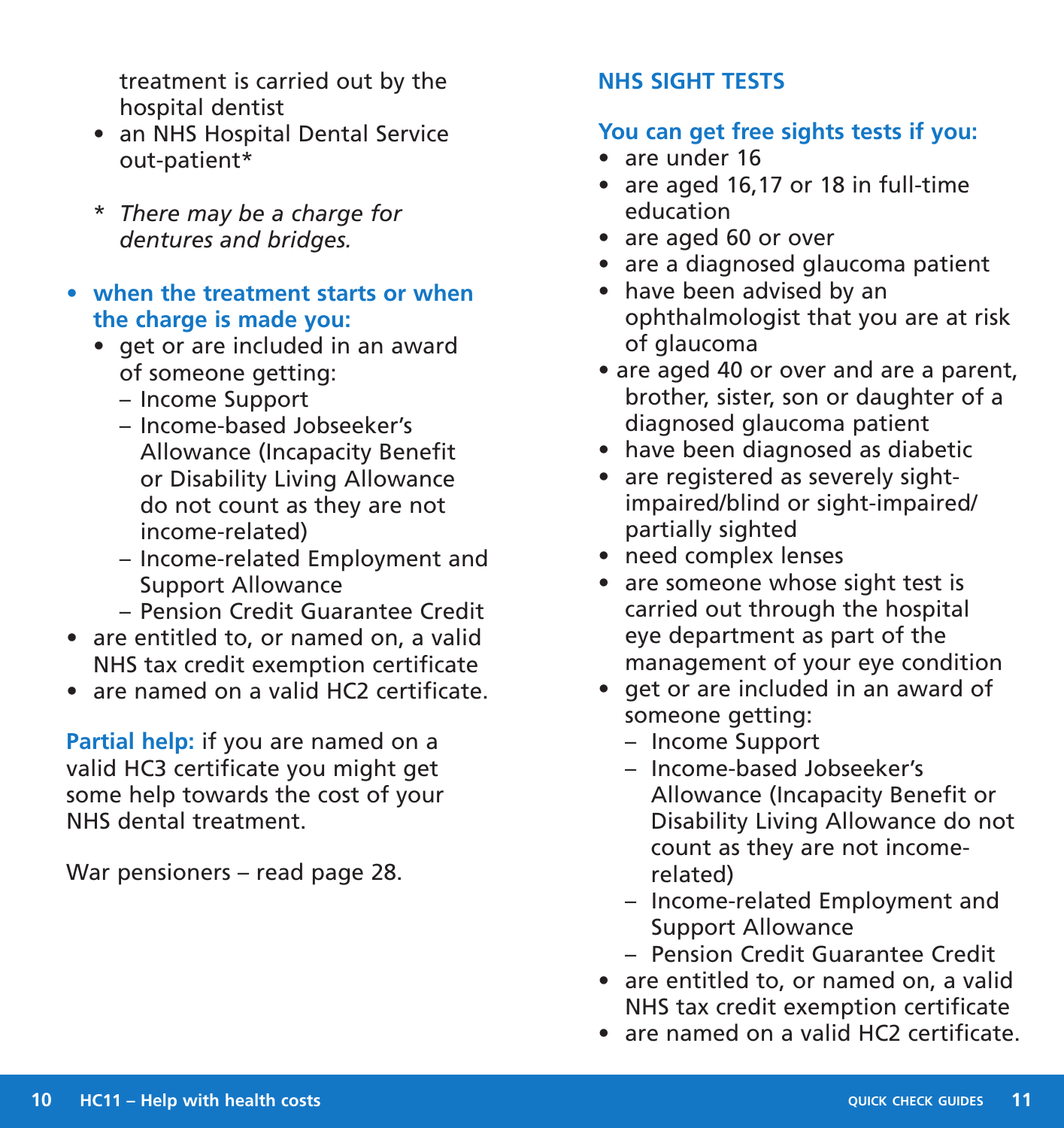treatment is carried out by the hospital dentist
- an NHS Hospital Dental Service out-patient*

\* *There may be a charge for dentures and bridges.*

- **when the treatment starts or when the charge is made you:**
  - get or are included in an award of someone getting:
    - Income Support
    - Income-based Jobseeker's Allowance (Incapacity Benefit or Disability Living Allowance do not count as they are not income-related)
    - Income-related Employment and Support Allowance
    - Pension Credit Guarantee Credit
- are entitled to, or named on, a valid NHS tax credit exemption certificate
- are named on a valid HC2 certificate.

**Partial help:** if you are named on a valid HC3 certificate you might get some help towards the cost of your NHS dental treatment.

War pensioners – read page 28.

## NHS SIGHT TESTS

### You can get free sights tests if you:

- are under 16
- are aged 16,17 or 18 in full-time education
- are aged 60 or over
- are a diagnosed glaucoma patient
- have been advised by an ophthalmologist that you are at risk of glaucoma
- are aged 40 or over and are a parent, brother, sister, son or daughter of a diagnosed glaucoma patient
- have been diagnosed as diabetic
- are registered as severely sight-impaired/blind or sight-impaired/partially sighted
- need complex lenses
- are someone whose sight test is carried out through the hospital eye department as part of the management of your eye condition
- get or are included in an award of someone getting:
  - Income Support
  - Income-based Jobseeker's Allowance (Incapacity Benefit or Disability Living Allowance do not count as they are not income-related)
  - Income-related Employment and Support Allowance
  - Pension Credit Guarantee Credit
- are entitled to, or named on, a valid NHS tax credit exemption certificate
- are named on a valid HC2 certificate.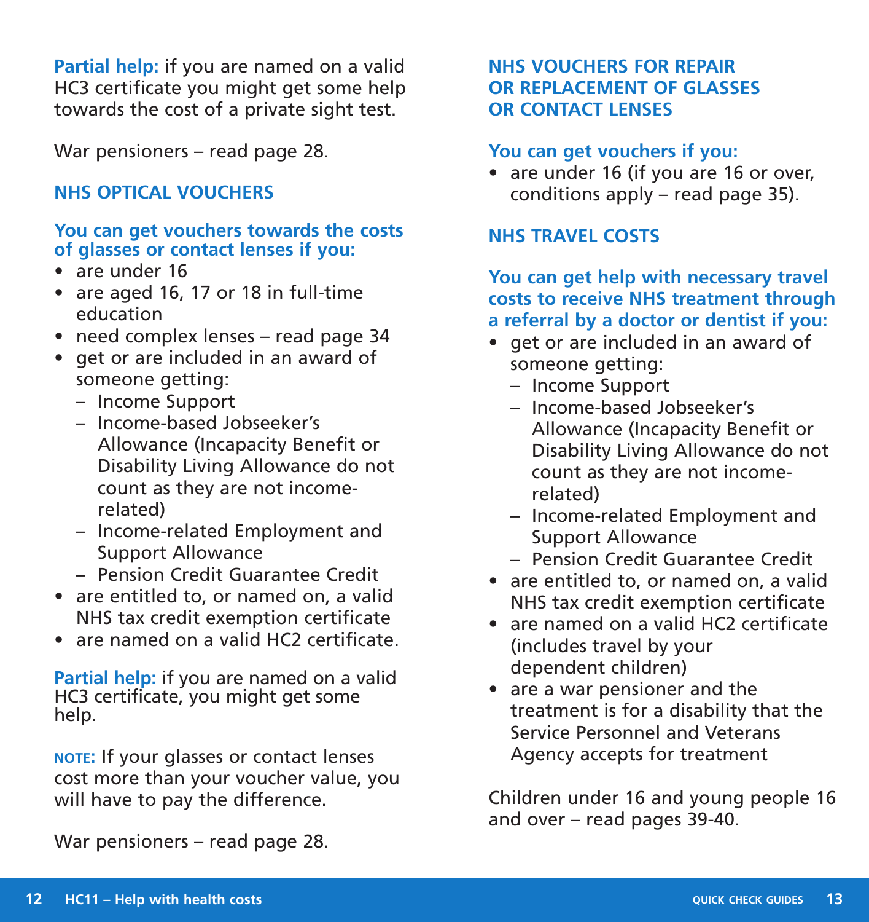**Partial help:** if you are named on a valid HC3 certificate you might get some help towards the cost of a private sight test.

War pensioners – read page 28.

## NHS OPTICAL VOUCHERS

### You can get vouchers towards the costs of glasses or contact lenses if you:

- are under 16
- are aged 16, 17 or 18 in full-time education
- need complex lenses – read page 34
- get or are included in an award of someone getting:
  - Income Support
  - Income-based Jobseeker's Allowance (Incapacity Benefit or Disability Living Allowance do not count as they are not income-related)
  - Income-related Employment and Support Allowance
  - Pension Credit Guarantee Credit
- are entitled to, or named on, a valid NHS tax credit exemption certificate
- are named on a valid HC2 certificate.

**Partial help:** if you are named on a valid HC3 certificate, you might get some help.

**NOTE:** If your glasses or contact lenses cost more than your voucher value, you will have to pay the difference.

War pensioners – read page 28.

## NHS VOUCHERS FOR REPAIR OR REPLACEMENT OF GLASSES OR CONTACT LENSES

### You can get vouchers if you:

- are under 16 (if you are 16 or over, conditions apply – read page 35).

## NHS TRAVEL COSTS

### You can get help with necessary travel costs to receive NHS treatment through a referral by a doctor or dentist if you:

- get or are included in an award of someone getting:
  - Income Support
  - Income-based Jobseeker's Allowance (Incapacity Benefit or Disability Living Allowance do not count as they are not income-related)
  - Income-related Employment and Support Allowance
  - Pension Credit Guarantee Credit
- are entitled to, or named on, a valid NHS tax credit exemption certificate
- are named on a valid HC2 certificate (includes travel by your dependent children)
- are a war pensioner and the treatment is for a disability that the Service Personnel and Veterans Agency accepts for treatment

Children under 16 and young people 16 and over – read pages 39-40.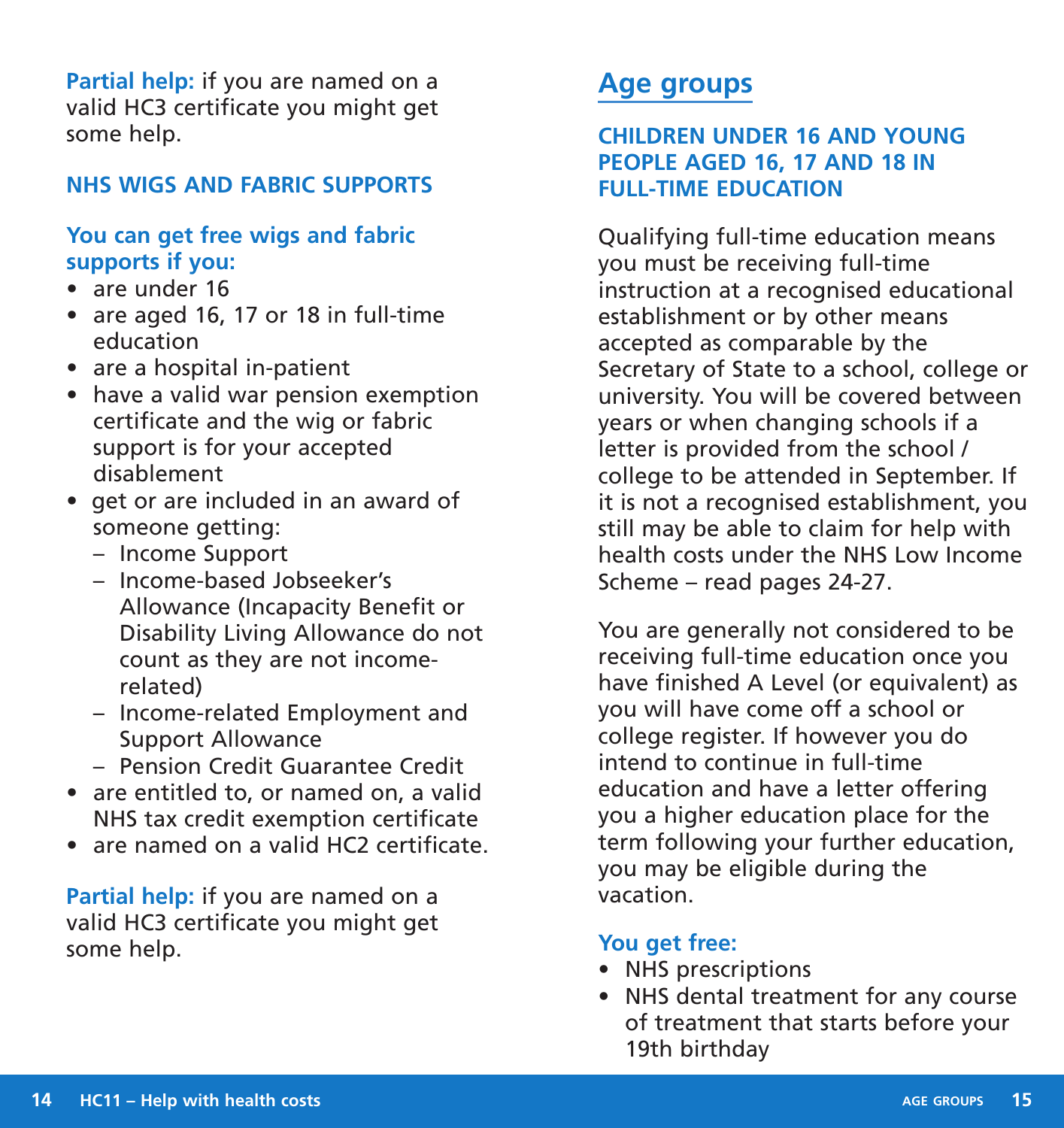**Partial help:** if you are named on a valid HC3 certificate you might get some help.

### NHS WIGS AND FABRIC SUPPORTS

**You can get free wigs and fabric supports if you:**

- are under 16
- are aged 16, 17 or 18 in full-time education
- are a hospital in-patient
- have a valid war pension exemption certificate and the wig or fabric support is for your accepted disablement
- get or are included in an award of someone getting:
  - Income Support
  - Income-based Jobseeker's Allowance (Incapacity Benefit or Disability Living Allowance do not count as they are not income-related)
  - Income-related Employment and Support Allowance
  - Pension Credit Guarantee Credit
- are entitled to, or named on, a valid NHS tax credit exemption certificate
- are named on a valid HC2 certificate.

**Partial help:** if you are named on a valid HC3 certificate you might get some help.

## Age groups

### CHILDREN UNDER 16 AND YOUNG PEOPLE AGED 16, 17 AND 18 IN FULL-TIME EDUCATION

Qualifying full-time education means you must be receiving full-time instruction at a recognised educational establishment or by other means accepted as comparable by the Secretary of State to a school, college or university. You will be covered between years or when changing schools if a letter is provided from the school / college to be attended in September. If it is not a recognised establishment, you still may be able to claim for help with health costs under the NHS Low Income Scheme – read pages 24-27.

You are generally not considered to be receiving full-time education once you have finished A Level (or equivalent) as you will have come off a school or college register. If however you do intend to continue in full-time education and have a letter offering you a higher education place for the term following your further education, you may be eligible during the vacation.

**You get free:**

- NHS prescriptions
- NHS dental treatment for any course of treatment that starts before your 19th birthday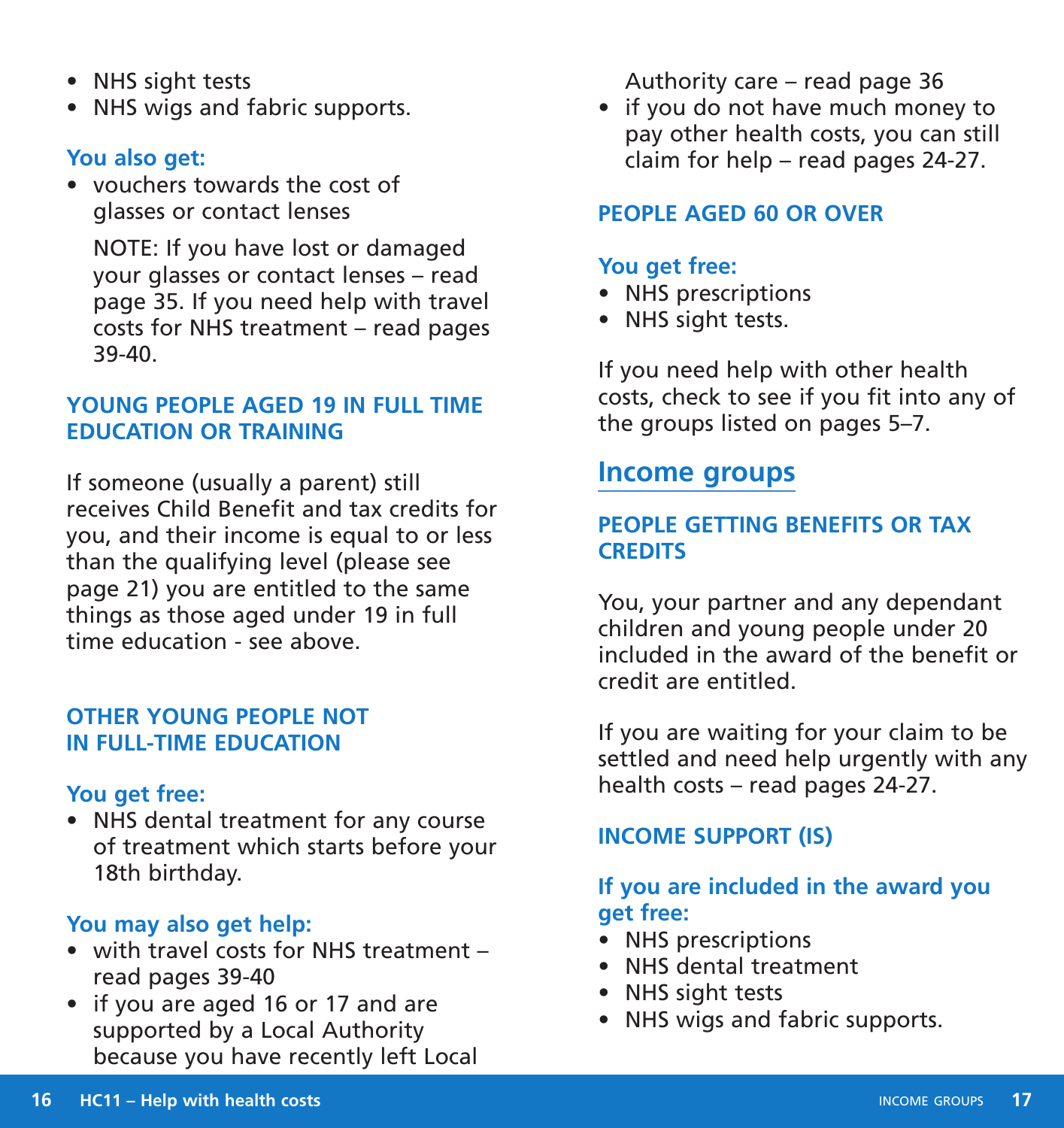- NHS sight tests
- NHS wigs and fabric supports.

**You also get:**

- vouchers towards the cost of glasses or contact lenses

  NOTE: If you have lost or damaged your glasses or contact lenses – read page 35. If you need help with travel costs for NHS treatment – read pages 39-40.

### YOUNG PEOPLE AGED 19 IN FULL TIME EDUCATION OR TRAINING

If someone (usually a parent) still receives Child Benefit and tax credits for you, and their income is equal to or less than the qualifying level (please see page 21) you are entitled to the same things as those aged under 19 in full time education - see above.

### OTHER YOUNG PEOPLE NOT IN FULL-TIME EDUCATION

**You get free:**

- NHS dental treatment for any course of treatment which starts before your 18th birthday.

**You may also get help:**

- with travel costs for NHS treatment – read pages 39-40
- if you are aged 16 or 17 and are supported by a Local Authority because you have recently left Local Authority care – read page 36
- if you do not have much money to pay other health costs, you can still claim for help – read pages 24-27.

### PEOPLE AGED 60 OR OVER

**You get free:**

- NHS prescriptions
- NHS sight tests.

If you need help with other health costs, check to see if you fit into any of the groups listed on pages 5–7.

## Income groups

### PEOPLE GETTING BENEFITS OR TAX CREDITS

You, your partner and any dependant children and young people under 20 included in the award of the benefit or credit are entitled.

If you are waiting for your claim to be settled and need help urgently with any health costs – read pages 24-27.

### INCOME SUPPORT (IS)

**If you are included in the award you get free:**

- NHS prescriptions
- NHS dental treatment
- NHS sight tests
- NHS wigs and fabric supports.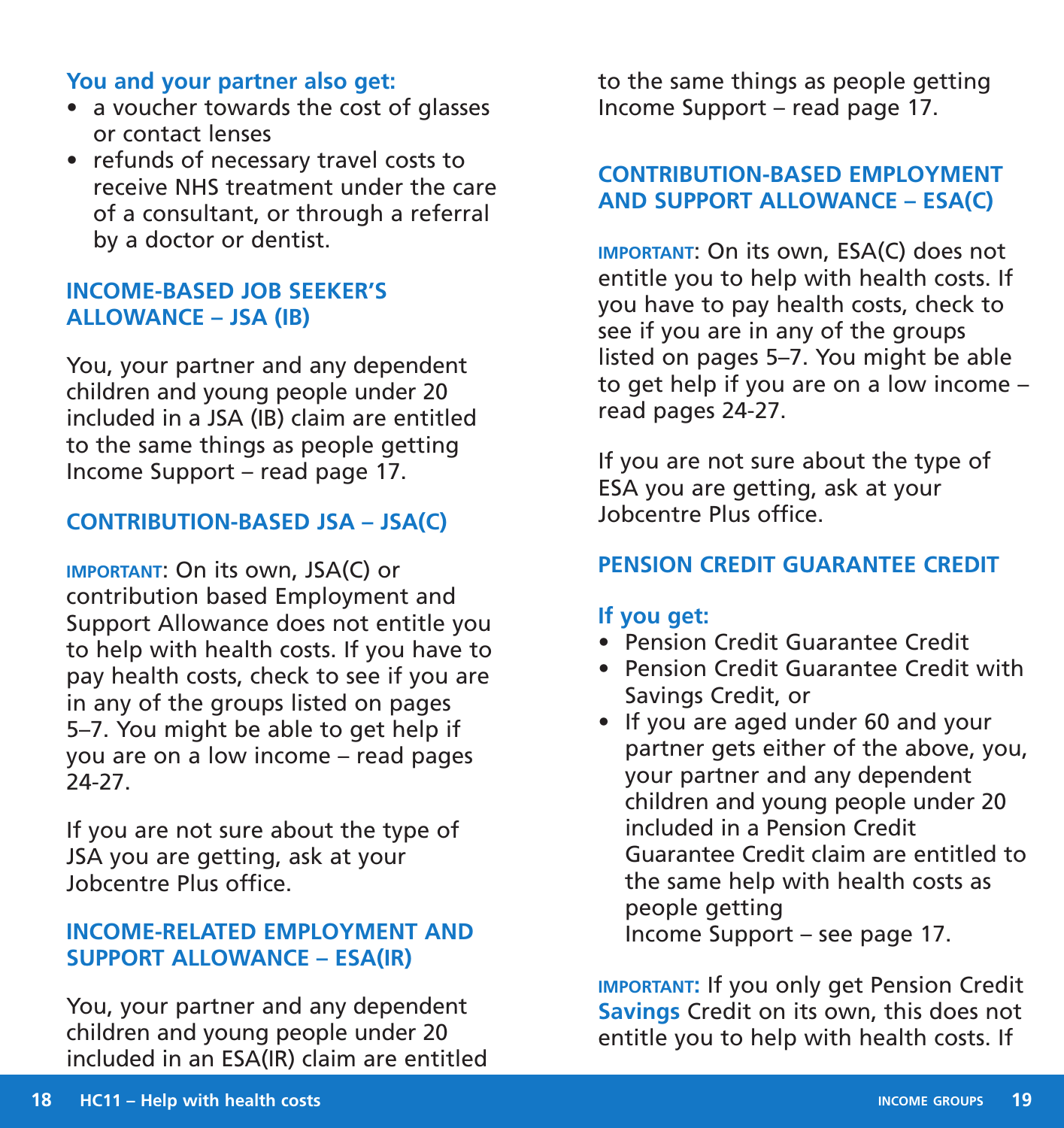**You and your partner also get:**

- a voucher towards the cost of glasses or contact lenses
- refunds of necessary travel costs to receive NHS treatment under the care of a consultant, or through a referral by a doctor or dentist.

## INCOME-BASED JOB SEEKER'S ALLOWANCE – JSA (IB)

You, your partner and any dependent children and young people under 20 included in a JSA (IB) claim are entitled to the same things as people getting Income Support – read page 17.

## CONTRIBUTION-BASED JSA – JSA(C)

**IMPORTANT**: On its own, JSA(C) or contribution based Employment and Support Allowance does not entitle you to help with health costs. If you have to pay health costs, check to see if you are in any of the groups listed on pages 5–7. You might be able to get help if you are on a low income – read pages 24-27.

If you are not sure about the type of JSA you are getting, ask at your Jobcentre Plus office.

## INCOME-RELATED EMPLOYMENT AND SUPPORT ALLOWANCE – ESA(IR)

You, your partner and any dependent children and young people under 20 included in an ESA(IR) claim are entitled to the same things as people getting Income Support – read page 17.

## CONTRIBUTION-BASED EMPLOYMENT AND SUPPORT ALLOWANCE – ESA(C)

**IMPORTANT**: On its own, ESA(C) does not entitle you to help with health costs. If you have to pay health costs, check to see if you are in any of the groups listed on pages 5–7. You might be able to get help if you are on a low income – read pages 24-27.

If you are not sure about the type of ESA you are getting, ask at your Jobcentre Plus office.

## PENSION CREDIT GUARANTEE CREDIT

**If you get:**

- Pension Credit Guarantee Credit
- Pension Credit Guarantee Credit with Savings Credit, or
- If you are aged under 60 and your partner gets either of the above, you, your partner and any dependent children and young people under 20 included in a Pension Credit Guarantee Credit claim are entitled to the same help with health costs as people getting Income Support – see page 17.

**IMPORTANT:** If you only get Pension Credit **Savings** Credit on its own, this does not entitle you to help with health costs. If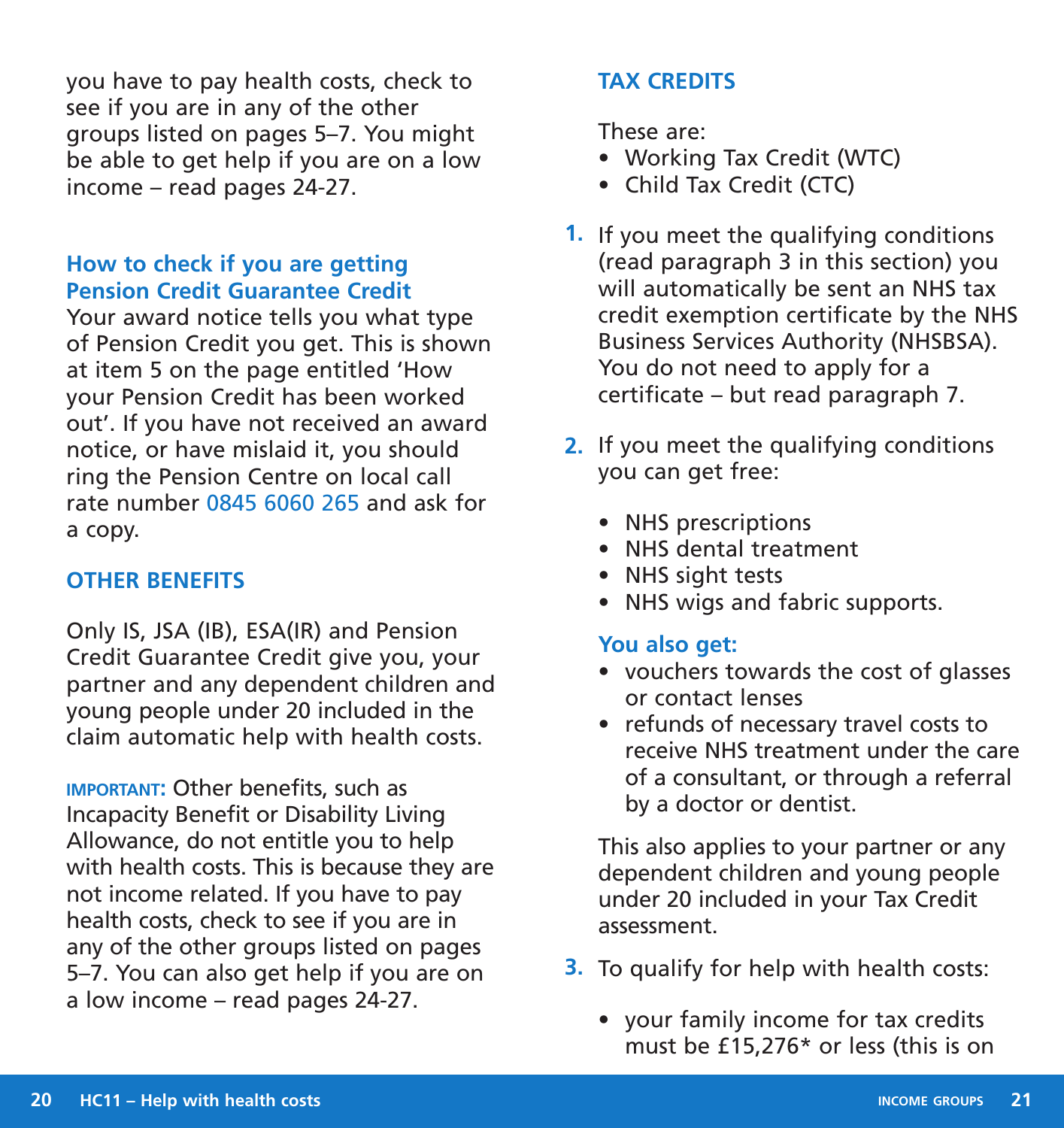you have to pay health costs, check to see if you are in any of the other groups listed on pages 5–7. You might be able to get help if you are on a low income – read pages 24-27.

### How to check if you are getting Pension Credit Guarantee Credit

Your award notice tells you what type of Pension Credit you get. This is shown at item 5 on the page entitled 'How your Pension Credit has been worked out'. If you have not received an award notice, or have mislaid it, you should ring the Pension Centre on local call rate number 0845 6060 265 and ask for a copy.

## OTHER BENEFITS

Only IS, JSA (IB), ESA(IR) and Pension Credit Guarantee Credit give you, your partner and any dependent children and young people under 20 included in the claim automatic help with health costs.

**IMPORTANT:** Other benefits, such as Incapacity Benefit or Disability Living Allowance, do not entitle you to help with health costs. This is because they are not income related. If you have to pay health costs, check to see if you are in any of the other groups listed on pages 5–7. You can also get help if you are on a low income – read pages 24-27.

## TAX CREDITS

These are:

- Working Tax Credit (WTC)
- Child Tax Credit (CTC)

1. If you meet the qualifying conditions (read paragraph 3 in this section) you will automatically be sent an NHS tax credit exemption certificate by the NHS Business Services Authority (NHSBSA). You do not need to apply for a certificate – but read paragraph 7.

2. If you meet the qualifying conditions you can get free:

   - NHS prescriptions
   - NHS dental treatment
   - NHS sight tests
   - NHS wigs and fabric supports.

   **You also get:**

   - vouchers towards the cost of glasses or contact lenses
   - refunds of necessary travel costs to receive NHS treatment under the care of a consultant, or through a referral by a doctor or dentist.

   This also applies to your partner or any dependent children and young people under 20 included in your Tax Credit assessment.

3. To qualify for help with health costs:

   - your family income for tax credits must be £15,276* or less (this is on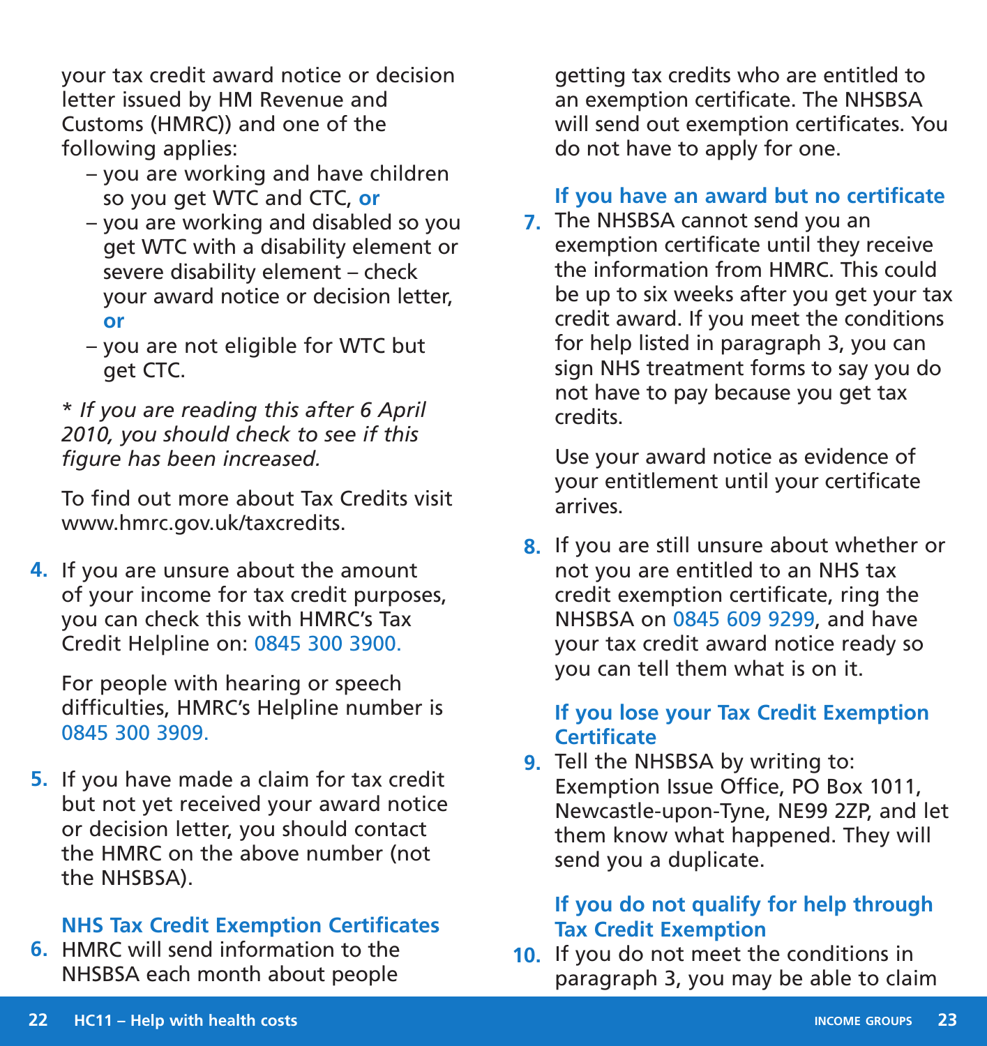your tax credit award notice or decision letter issued by HM Revenue and Customs (HMRC)) and one of the following applies:

- you are working and have children so you get WTC and CTC, **or**
- you are working and disabled so you get WTC with a disability element or severe disability element – check your award notice or decision letter, **or**
- you are not eligible for WTC but get CTC.

*\* If you are reading this after 6 April 2010, you should check to see if this figure has been increased.*

To find out more about Tax Credits visit www.hmrc.gov.uk/taxcredits.

**4.** If you are unsure about the amount of your income for tax credit purposes, you can check this with HMRC's Tax Credit Helpline on: 0845 300 3900.

For people with hearing or speech difficulties, HMRC's Helpline number is 0845 300 3909.

**5.** If you have made a claim for tax credit but not yet received your award notice or decision letter, you should contact the HMRC on the above number (not the NHSBSA).

### NHS Tax Credit Exemption Certificates

**6.** HMRC will send information to the NHSBSA each month about people getting tax credits who are entitled to an exemption certificate. The NHSBSA will send out exemption certificates. You do not have to apply for one.

### If you have an award but no certificate

**7.** The NHSBSA cannot send you an exemption certificate until they receive the information from HMRC. This could be up to six weeks after you get your tax credit award. If you meet the conditions for help listed in paragraph 3, you can sign NHS treatment forms to say you do not have to pay because you get tax credits.

Use your award notice as evidence of your entitlement until your certificate arrives.

**8.** If you are still unsure about whether or not you are entitled to an NHS tax credit exemption certificate, ring the NHSBSA on 0845 609 9299, and have your tax credit award notice ready so you can tell them what is on it.

### If you lose your Tax Credit Exemption Certificate

**9.** Tell the NHSBSA by writing to: Exemption Issue Office, PO Box 1011, Newcastle-upon-Tyne, NE99 2ZP, and let them know what happened. They will send you a duplicate.

### If you do not qualify for help through Tax Credit Exemption

**10.** If you do not meet the conditions in paragraph 3, you may be able to claim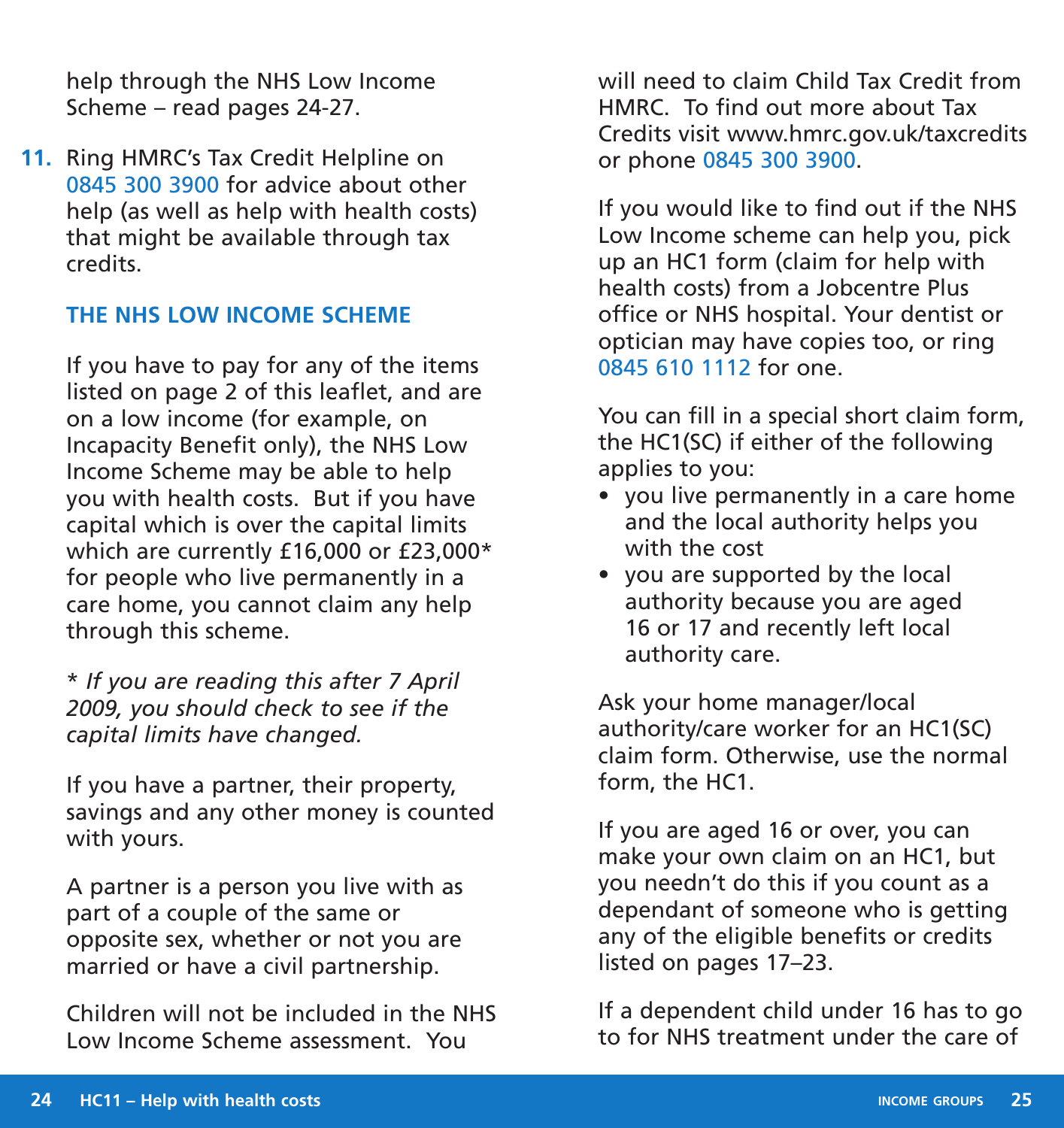help through the NHS Low Income Scheme – read pages 24-27.

**11.** Ring HMRC's Tax Credit Helpline on 0845 300 3900 for advice about other help (as well as help with health costs) that might be available through tax credits.

## THE NHS LOW INCOME SCHEME

If you have to pay for any of the items listed on page 2 of this leaflet, and are on a low income (for example, on Incapacity Benefit only), the NHS Low Income Scheme may be able to help you with health costs. But if you have capital which is over the capital limits which are currently £16,000 or £23,000* for people who live permanently in a care home, you cannot claim any help through this scheme.

*\* If you are reading this after 7 April 2009, you should check to see if the capital limits have changed.*

If you have a partner, their property, savings and any other money is counted with yours.

A partner is a person you live with as part of a couple of the same or opposite sex, whether or not you are married or have a civil partnership.

Children will not be included in the NHS Low Income Scheme assessment. You will need to claim Child Tax Credit from HMRC. To find out more about Tax Credits visit www.hmrc.gov.uk/taxcredits or phone 0845 300 3900.

If you would like to find out if the NHS Low Income scheme can help you, pick up an HC1 form (claim for help with health costs) from a Jobcentre Plus office or NHS hospital. Your dentist or optician may have copies too, or ring 0845 610 1112 for one.

You can fill in a special short claim form, the HC1(SC) if either of the following applies to you:

- you live permanently in a care home and the local authority helps you with the cost
- you are supported by the local authority because you are aged 16 or 17 and recently left local authority care.

Ask your home manager/local authority/care worker for an HC1(SC) claim form. Otherwise, use the normal form, the HC1.

If you are aged 16 or over, you can make your own claim on an HC1, but you needn't do this if you count as a dependant of someone who is getting any of the eligible benefits or credits listed on pages 17–23.

If a dependent child under 16 has to go to for NHS treatment under the care of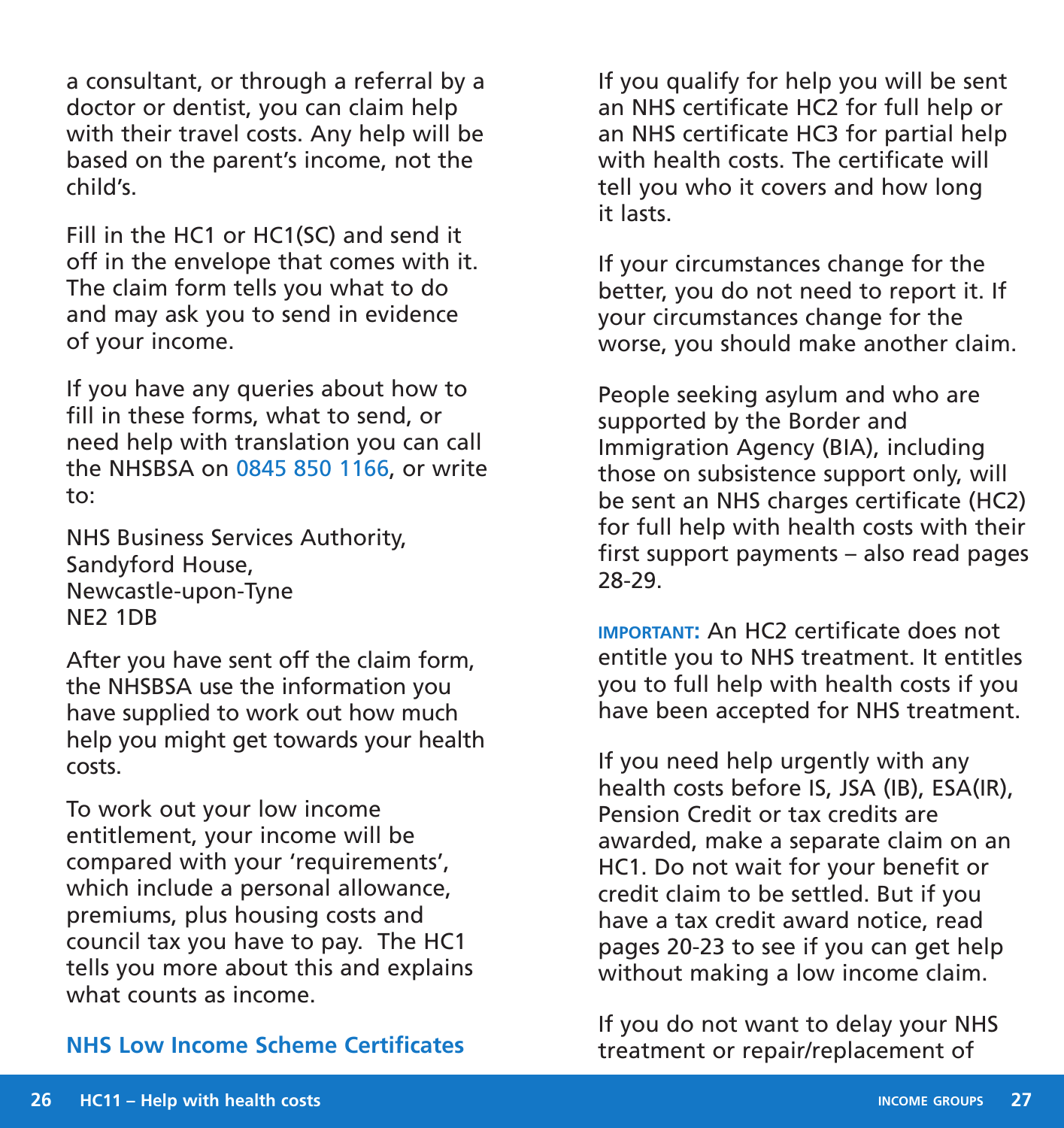a consultant, or through a referral by a doctor or dentist, you can claim help with their travel costs. Any help will be based on the parent's income, not the child's.

Fill in the HC1 or HC1(SC) and send it off in the envelope that comes with it. The claim form tells you what to do and may ask you to send in evidence of your income.

If you have any queries about how to fill in these forms, what to send, or need help with translation you can call the NHSBSA on 0845 850 1166, or write to:

NHS Business Services Authority,
Sandyford House,
Newcastle-upon-Tyne
NE2 1DB

After you have sent off the claim form, the NHSBSA use the information you have supplied to work out how much help you might get towards your health costs.

To work out your low income entitlement, your income will be compared with your 'requirements', which include a personal allowance, premiums, plus housing costs and council tax you have to pay. The HC1 tells you more about this and explains what counts as income.

## NHS Low Income Scheme Certificates

If you qualify for help you will be sent an NHS certificate HC2 for full help or an NHS certificate HC3 for partial help with health costs. The certificate will tell you who it covers and how long it lasts.

If your circumstances change for the better, you do not need to report it. If your circumstances change for the worse, you should make another claim.

People seeking asylum and who are supported by the Border and Immigration Agency (BIA), including those on subsistence support only, will be sent an NHS charges certificate (HC2) for full help with health costs with their first support payments – also read pages 28-29.

**IMPORTANT:** An HC2 certificate does not entitle you to NHS treatment. It entitles you to full help with health costs if you have been accepted for NHS treatment.

If you need help urgently with any health costs before IS, JSA (IB), ESA(IR), Pension Credit or tax credits are awarded, make a separate claim on an HC1. Do not wait for your benefit or credit claim to be settled. But if you have a tax credit award notice, read pages 20-23 to see if you can get help without making a low income claim.

If you do not want to delay your NHS treatment or repair/replacement of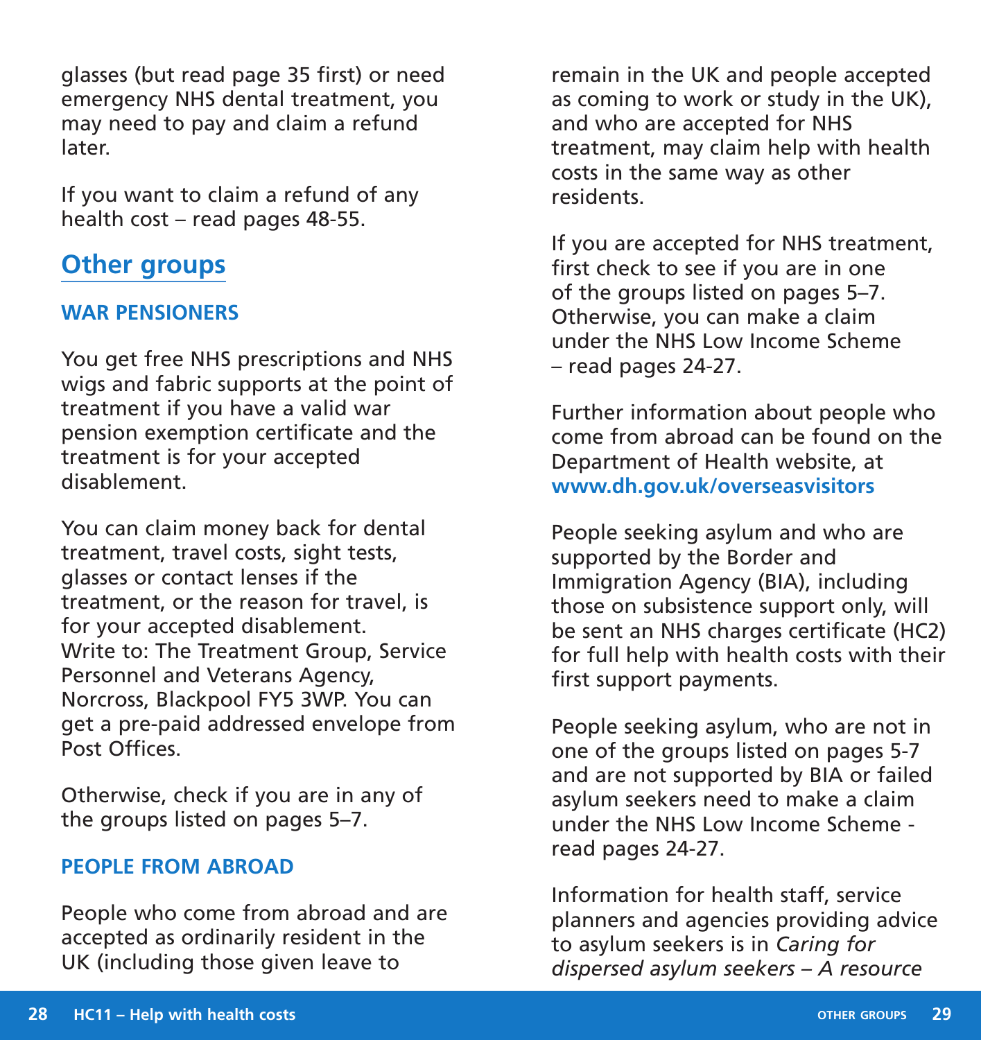glasses (but read page 35 first) or need emergency NHS dental treatment, you may need to pay and claim a refund later.

If you want to claim a refund of any health cost – read pages 48-55.

## Other groups

### WAR PENSIONERS

You get free NHS prescriptions and NHS wigs and fabric supports at the point of treatment if you have a valid war pension exemption certificate and the treatment is for your accepted disablement.

You can claim money back for dental treatment, travel costs, sight tests, glasses or contact lenses if the treatment, or the reason for travel, is for your accepted disablement. Write to: The Treatment Group, Service Personnel and Veterans Agency, Norcross, Blackpool FY5 3WP. You can get a pre-paid addressed envelope from Post Offices.

Otherwise, check if you are in any of the groups listed on pages 5–7.

### PEOPLE FROM ABROAD

People who come from abroad and are accepted as ordinarily resident in the UK (including those given leave to remain in the UK and people accepted as coming to work or study in the UK), and who are accepted for NHS treatment, may claim help with health costs in the same way as other residents.

If you are accepted for NHS treatment, first check to see if you are in one of the groups listed on pages 5–7. Otherwise, you can make a claim under the NHS Low Income Scheme – read pages 24-27.

Further information about people who come from abroad can be found on the Department of Health website, at **www.dh.gov.uk/overseasvisitors**

People seeking asylum and who are supported by the Border and Immigration Agency (BIA), including those on subsistence support only, will be sent an NHS charges certificate (HC2) for full help with health costs with their first support payments.

People seeking asylum, who are not in one of the groups listed on pages 5-7 and are not supported by BIA or failed asylum seekers need to make a claim under the NHS Low Income Scheme - read pages 24-27.

Information for health staff, service planners and agencies providing advice to asylum seekers is in *Caring for dispersed asylum seekers – A resource*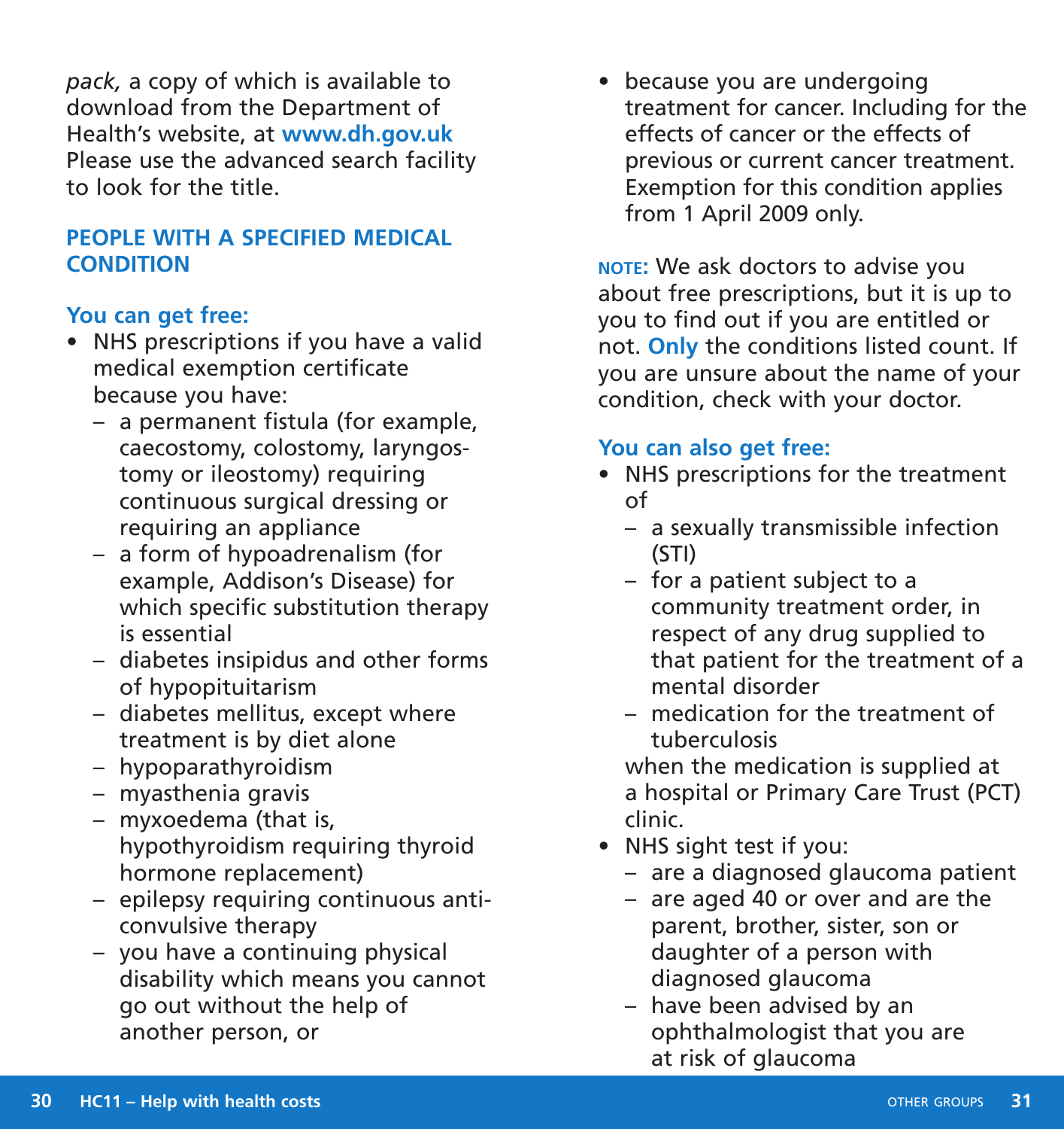*pack,* a copy of which is available to download from the Department of Health's website, at **www.dh.gov.uk** Please use the advanced search facility to look for the title.

## PEOPLE WITH A SPECIFIED MEDICAL CONDITION

### You can get free:

- NHS prescriptions if you have a valid medical exemption certificate because you have:
  - a permanent fistula (for example, caecostomy, colostomy, laryngostomy or ileostomy) requiring continuous surgical dressing or requiring an appliance
  - a form of hypoadrenalism (for example, Addison's Disease) for which specific substitution therapy is essential
  - diabetes insipidus and other forms of hypopituitarism
  - diabetes mellitus, except where treatment is by diet alone
  - hypoparathyroidism
  - myasthenia gravis
  - myxoedema (that is, hypothyroidism requiring thyroid hormone replacement)
  - epilepsy requiring continuous anti-convulsive therapy
  - you have a continuing physical disability which means you cannot go out without the help of another person, or
- because you are undergoing treatment for cancer. Including for the effects of cancer or the effects of previous or current cancer treatment. Exemption for this condition applies from 1 April 2009 only.

**NOTE:** We ask doctors to advise you about free prescriptions, but it is up to you to find out if you are entitled or not. **Only** the conditions listed count. If you are unsure about the name of your condition, check with your doctor.

### You can also get free:

- NHS prescriptions for the treatment of
  - a sexually transmissible infection (STI)
  - for a patient subject to a community treatment order, in respect of any drug supplied to that patient for the treatment of a mental disorder
  - medication for the treatment of tuberculosis

  when the medication is supplied at a hospital or Primary Care Trust (PCT) clinic.
- NHS sight test if you:
  - are a diagnosed glaucoma patient
  - are aged 40 or over and are the parent, brother, sister, son or daughter of a person with diagnosed glaucoma
  - have been advised by an ophthalmologist that you are at risk of glaucoma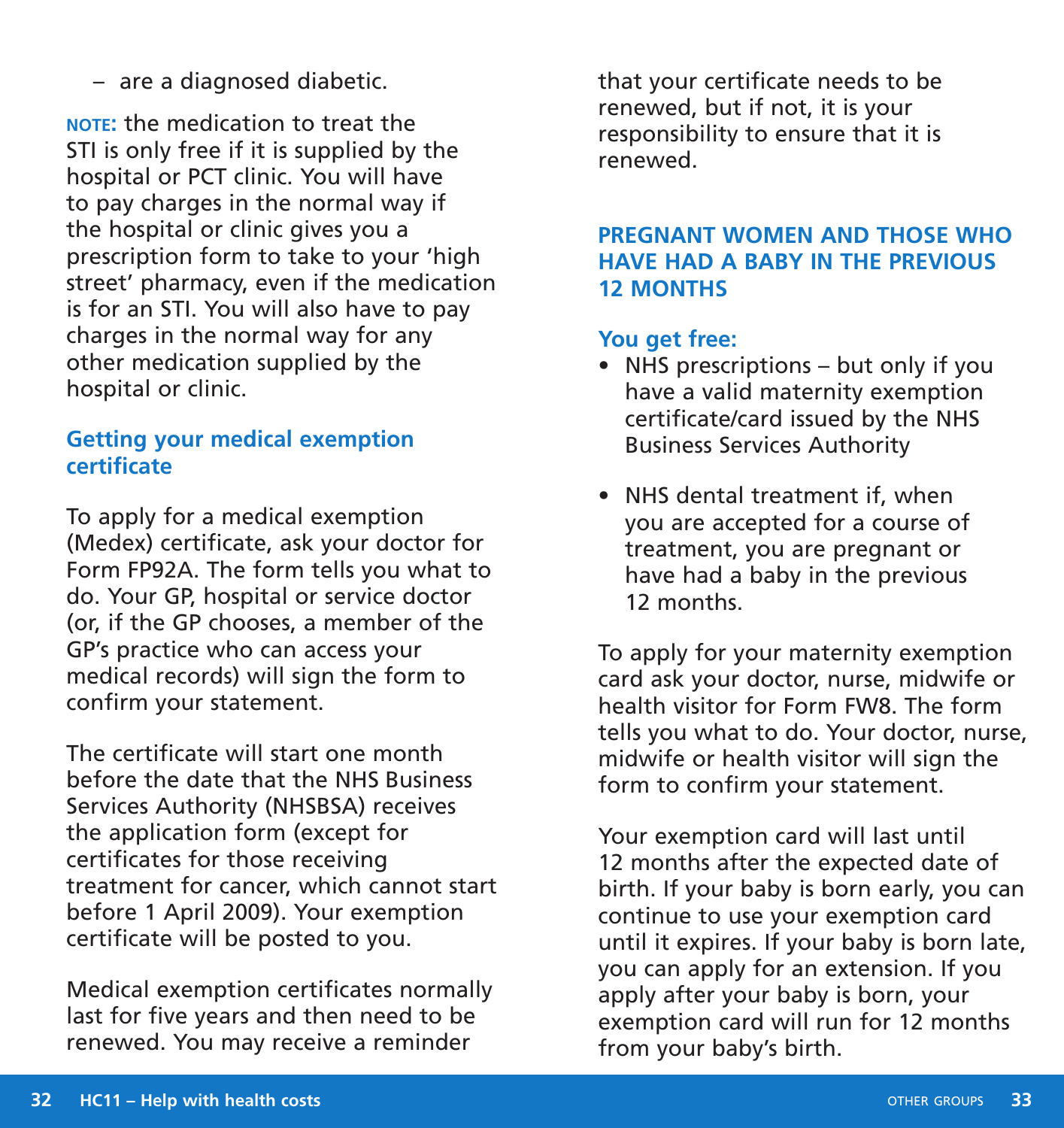– are a diagnosed diabetic.

**NOTE:** the medication to treat the STI is only free if it is supplied by the hospital or PCT clinic. You will have to pay charges in the normal way if the hospital or clinic gives you a prescription form to take to your 'high street' pharmacy, even if the medication is for an STI. You will also have to pay charges in the normal way for any other medication supplied by the hospital or clinic.

### Getting your medical exemption certificate

To apply for a medical exemption (Medex) certificate, ask your doctor for Form FP92A. The form tells you what to do. Your GP, hospital or service doctor (or, if the GP chooses, a member of the GP's practice who can access your medical records) will sign the form to confirm your statement.

The certificate will start one month before the date that the NHS Business Services Authority (NHSBSA) receives the application form (except for certificates for those receiving treatment for cancer, which cannot start before 1 April 2009). Your exemption certificate will be posted to you.

Medical exemption certificates normally last for five years and then need to be renewed. You may receive a reminder that your certificate needs to be renewed, but if not, it is your responsibility to ensure that it is renewed.

## PREGNANT WOMEN AND THOSE WHO HAVE HAD A BABY IN THE PREVIOUS 12 MONTHS

### You get free:

- NHS prescriptions – but only if you have a valid maternity exemption certificate/card issued by the NHS Business Services Authority
- NHS dental treatment if, when you are accepted for a course of treatment, you are pregnant or have had a baby in the previous 12 months.

To apply for your maternity exemption card ask your doctor, nurse, midwife or health visitor for Form FW8. The form tells you what to do. Your doctor, nurse, midwife or health visitor will sign the form to confirm your statement.

Your exemption card will last until 12 months after the expected date of birth. If your baby is born early, you can continue to use your exemption card until it expires. If your baby is born late, you can apply for an extension. If you apply after your baby is born, your exemption card will run for 12 months from your baby's birth.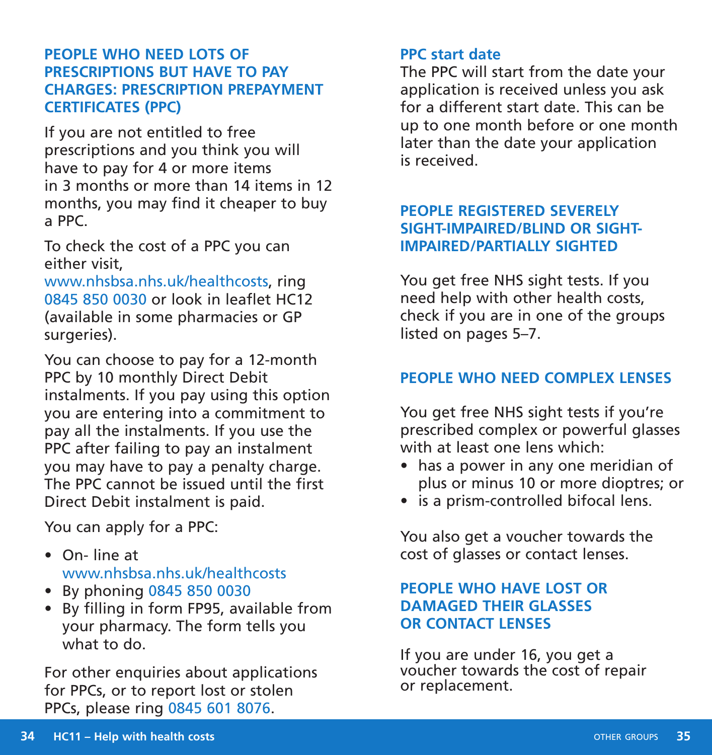## PEOPLE WHO NEED LOTS OF PRESCRIPTIONS BUT HAVE TO PAY CHARGES: PRESCRIPTION PREPAYMENT CERTIFICATES (PPC)

If you are not entitled to free prescriptions and you think you will have to pay for 4 or more items in 3 months or more than 14 items in 12 months, you may find it cheaper to buy a PPC.

To check the cost of a PPC you can either visit, www.nhsbsa.nhs.uk/healthcosts, ring 0845 850 0030 or look in leaflet HC12 (available in some pharmacies or GP surgeries).

You can choose to pay for a 12-month PPC by 10 monthly Direct Debit instalments. If you pay using this option you are entering into a commitment to pay all the instalments. If you use the PPC after failing to pay an instalment you may have to pay a penalty charge. The PPC cannot be issued until the first Direct Debit instalment is paid.

You can apply for a PPC:

- On- line at www.nhsbsa.nhs.uk/healthcosts
- By phoning 0845 850 0030
- By filling in form FP95, available from your pharmacy. The form tells you what to do.

For other enquiries about applications for PPCs, or to report lost or stolen PPCs, please ring 0845 601 8076.

### PPC start date

The PPC will start from the date your application is received unless you ask for a different start date. This can be up to one month before or one month later than the date your application is received.

## PEOPLE REGISTERED SEVERELY SIGHT-IMPAIRED/BLIND OR SIGHT-IMPAIRED/PARTIALLY SIGHTED

You get free NHS sight tests. If you need help with other health costs, check if you are in one of the groups listed on pages 5–7.

## PEOPLE WHO NEED COMPLEX LENSES

You get free NHS sight tests if you're prescribed complex or powerful glasses with at least one lens which:

- has a power in any one meridian of plus or minus 10 or more dioptres; or
- is a prism-controlled bifocal lens.

You also get a voucher towards the cost of glasses or contact lenses.

## PEOPLE WHO HAVE LOST OR DAMAGED THEIR GLASSES OR CONTACT LENSES

If you are under 16, you get a voucher towards the cost of repair or replacement.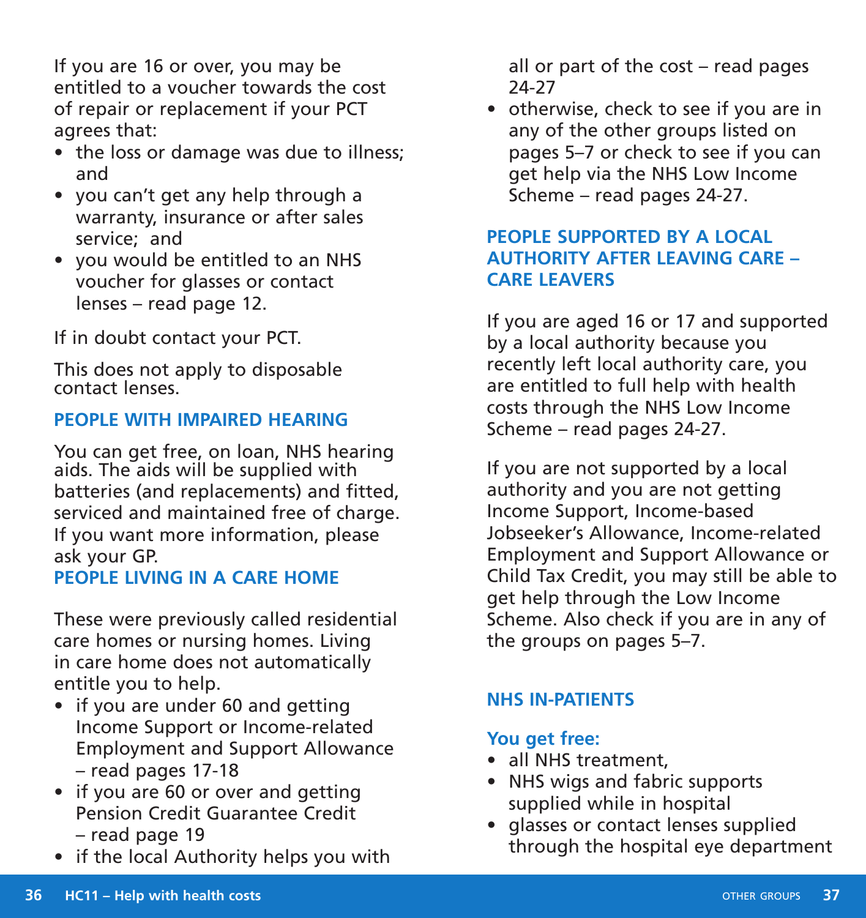If you are 16 or over, you may be entitled to a voucher towards the cost of repair or replacement if your PCT agrees that:

- the loss or damage was due to illness; and
- you can't get any help through a warranty, insurance or after sales service; and
- you would be entitled to an NHS voucher for glasses or contact lenses – read page 12.

If in doubt contact your PCT.

This does not apply to disposable contact lenses.

## PEOPLE WITH IMPAIRED HEARING

You can get free, on loan, NHS hearing aids. The aids will be supplied with batteries (and replacements) and fitted, serviced and maintained free of charge. If you want more information, please ask your GP.

## PEOPLE LIVING IN A CARE HOME

These were previously called residential care homes or nursing homes. Living in care home does not automatically entitle you to help.

- if you are under 60 and getting Income Support or Income-related Employment and Support Allowance – read pages 17-18
- if you are 60 or over and getting Pension Credit Guarantee Credit – read page 19
- if the local Authority helps you with all or part of the cost – read pages 24-27
- otherwise, check to see if you are in any of the other groups listed on pages 5–7 or check to see if you can get help via the NHS Low Income Scheme – read pages 24-27.

## PEOPLE SUPPORTED BY A LOCAL AUTHORITY AFTER LEAVING CARE – CARE LEAVERS

If you are aged 16 or 17 and supported by a local authority because you recently left local authority care, you are entitled to full help with health costs through the NHS Low Income Scheme – read pages 24-27.

If you are not supported by a local authority and you are not getting Income Support, Income-based Jobseeker's Allowance, Income-related Employment and Support Allowance or Child Tax Credit, you may still be able to get help through the Low Income Scheme. Also check if you are in any of the groups on pages 5–7.

## NHS IN-PATIENTS

### You get free:

- all NHS treatment,
- NHS wigs and fabric supports supplied while in hospital
- glasses or contact lenses supplied through the hospital eye department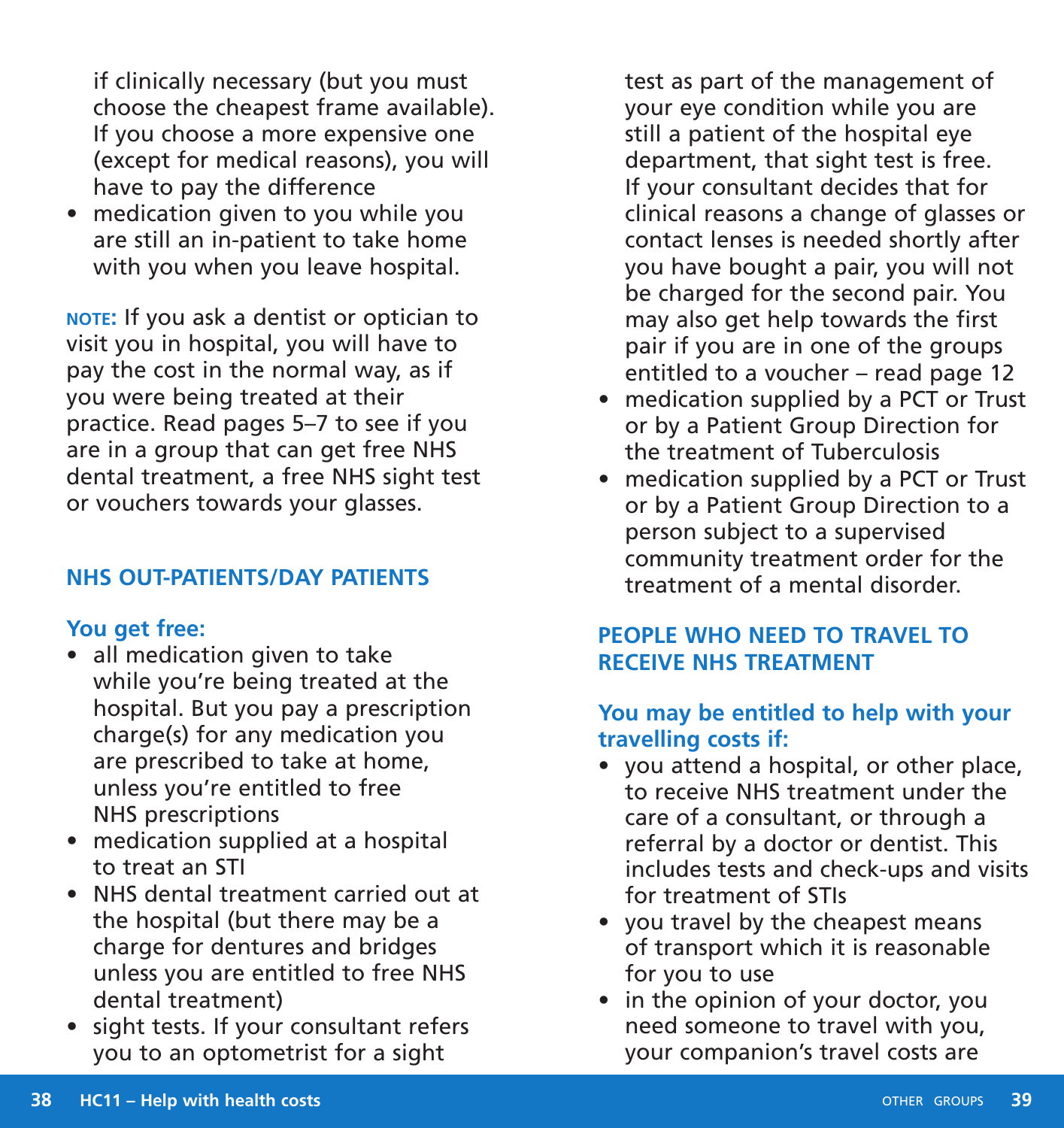if clinically necessary (but you must choose the cheapest frame available). If you choose a more expensive one (except for medical reasons), you will have to pay the difference

- medication given to you while you are still an in-patient to take home with you when you leave hospital.

**NOTE:** If you ask a dentist or optician to visit you in hospital, you will have to pay the cost in the normal way, as if you were being treated at their practice. Read pages 5–7 to see if you are in a group that can get free NHS dental treatment, a free NHS sight test or vouchers towards your glasses.

## NHS OUT-PATIENTS/DAY PATIENTS

### You get free:

- all medication given to take while you're being treated at the hospital. But you pay a prescription charge(s) for any medication you are prescribed to take at home, unless you're entitled to free NHS prescriptions
- medication supplied at a hospital to treat an STI
- NHS dental treatment carried out at the hospital (but there may be a charge for dentures and bridges unless you are entitled to free NHS dental treatment)
- sight tests. If your consultant refers you to an optometrist for a sight test as part of the management of your eye condition while you are still a patient of the hospital eye department, that sight test is free. If your consultant decides that for clinical reasons a change of glasses or contact lenses is needed shortly after you have bought a pair, you will not be charged for the second pair. You may also get help towards the first pair if you are in one of the groups entitled to a voucher – read page 12
- medication supplied by a PCT or Trust or by a Patient Group Direction for the treatment of Tuberculosis
- medication supplied by a PCT or Trust or by a Patient Group Direction to a person subject to a supervised community treatment order for the treatment of a mental disorder.

## PEOPLE WHO NEED TO TRAVEL TO RECEIVE NHS TREATMENT

### You may be entitled to help with your travelling costs if:

- you attend a hospital, or other place, to receive NHS treatment under the care of a consultant, or through a referral by a doctor or dentist. This includes tests and check-ups and visits for treatment of STIs
- you travel by the cheapest means of transport which it is reasonable for you to use
- in the opinion of your doctor, you need someone to travel with you, your companion's travel costs are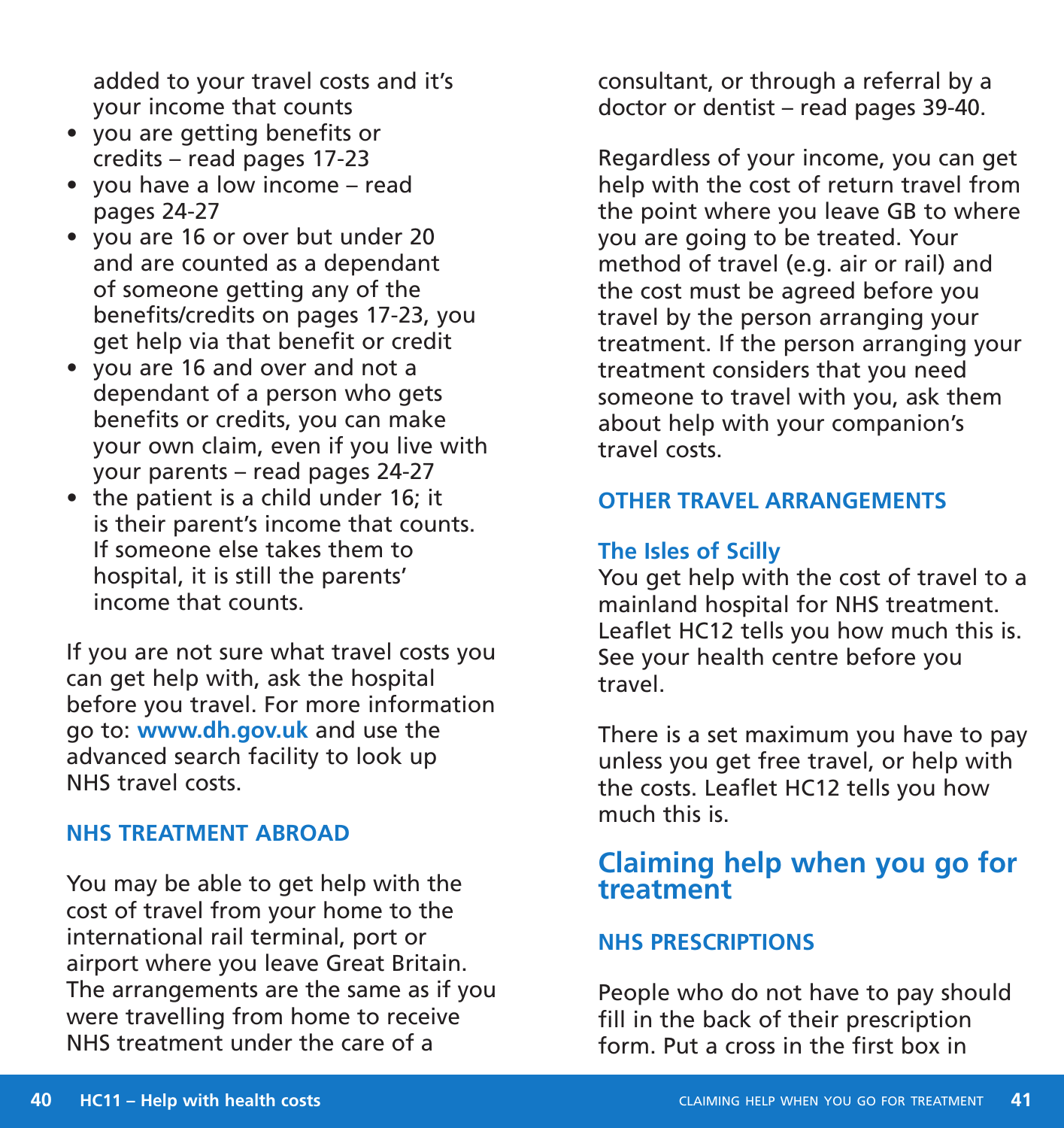added to your travel costs and it's your income that counts

- you are getting benefits or credits – read pages 17-23
- you have a low income – read pages 24-27
- you are 16 or over but under 20 and are counted as a dependant of someone getting any of the benefits/credits on pages 17-23, you get help via that benefit or credit
- you are 16 and over and not a dependant of a person who gets benefits or credits, you can make your own claim, even if you live with your parents – read pages 24-27
- the patient is a child under 16; it is their parent's income that counts. If someone else takes them to hospital, it is still the parents' income that counts.

If you are not sure what travel costs you can get help with, ask the hospital before you travel. For more information go to: **www.dh.gov.uk** and use the advanced search facility to look up NHS travel costs.

### NHS TREATMENT ABROAD

You may be able to get help with the cost of travel from your home to the international rail terminal, port or airport where you leave Great Britain. The arrangements are the same as if you were travelling from home to receive NHS treatment under the care of a consultant, or through a referral by a doctor or dentist – read pages 39-40.

Regardless of your income, you can get help with the cost of return travel from the point where you leave GB to where you are going to be treated. Your method of travel (e.g. air or rail) and the cost must be agreed before you travel by the person arranging your treatment. If the person arranging your treatment considers that you need someone to travel with you, ask them about help with your companion's travel costs.

### OTHER TRAVEL ARRANGEMENTS

#### The Isles of Scilly

You get help with the cost of travel to a mainland hospital for NHS treatment. Leaflet HC12 tells you how much this is. See your health centre before you travel.

There is a set maximum you have to pay unless you get free travel, or help with the costs. Leaflet HC12 tells you how much this is.

## Claiming help when you go for treatment

### NHS PRESCRIPTIONS

People who do not have to pay should fill in the back of their prescription form. Put a cross in the first box in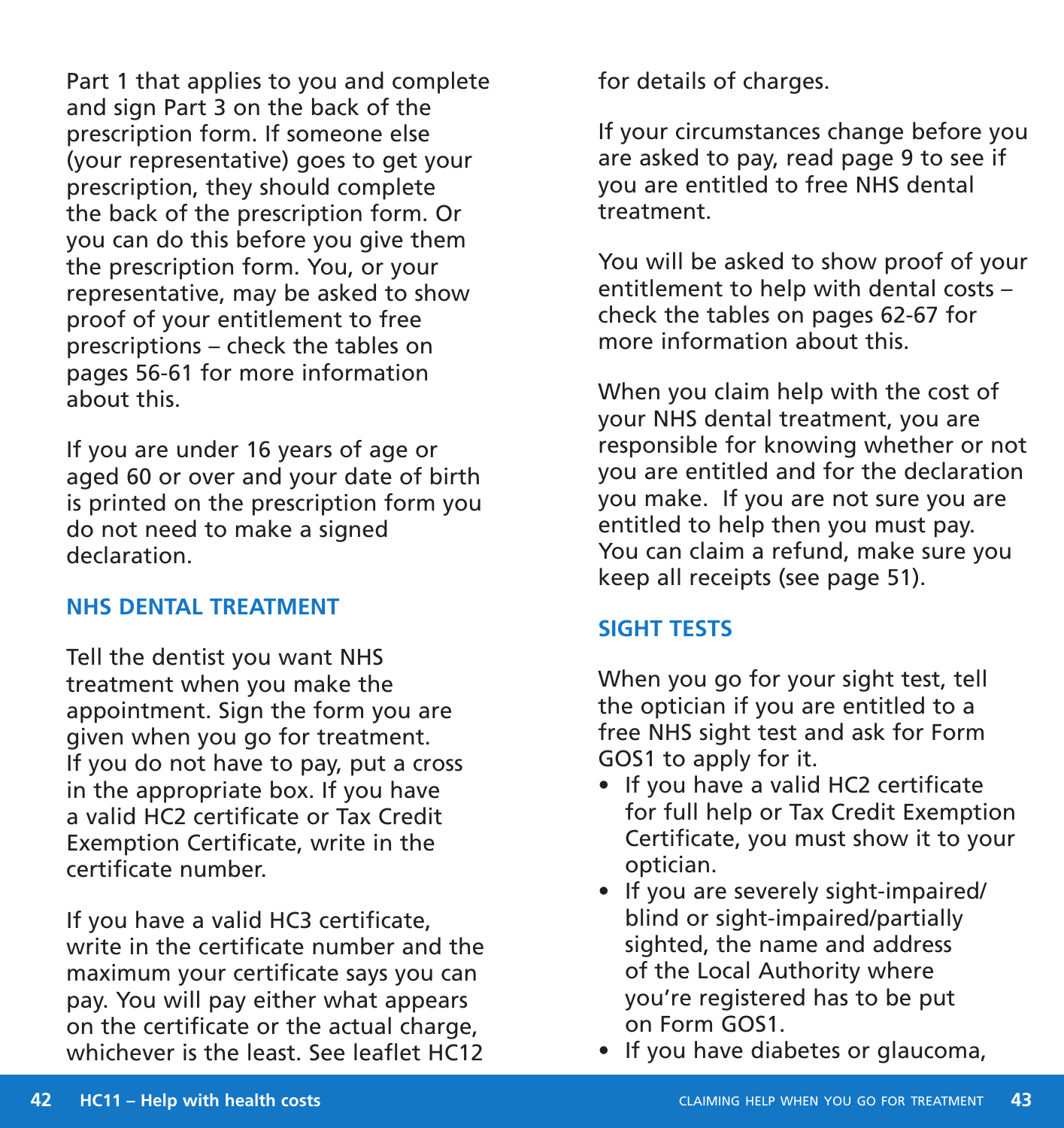Part 1 that applies to you and complete and sign Part 3 on the back of the prescription form. If someone else (your representative) goes to get your prescription, they should complete the back of the prescription form. Or you can do this before you give them the prescription form. You, or your representative, may be asked to show proof of your entitlement to free prescriptions – check the tables on pages 56-61 for more information about this.

If you are under 16 years of age or aged 60 or over and your date of birth is printed on the prescription form you do not need to make a signed declaration.

## NHS DENTAL TREATMENT

Tell the dentist you want NHS treatment when you make the appointment. Sign the form you are given when you go for treatment. If you do not have to pay, put a cross in the appropriate box. If you have a valid HC2 certificate or Tax Credit Exemption Certificate, write in the certificate number.

If you have a valid HC3 certificate, write in the certificate number and the maximum your certificate says you can pay. You will pay either what appears on the certificate or the actual charge, whichever is the least. See leaflet HC12 for details of charges.

If your circumstances change before you are asked to pay, read page 9 to see if you are entitled to free NHS dental treatment.

You will be asked to show proof of your entitlement to help with dental costs – check the tables on pages 62-67 for more information about this.

When you claim help with the cost of your NHS dental treatment, you are responsible for knowing whether or not you are entitled and for the declaration you make. If you are not sure you are entitled to help then you must pay. You can claim a refund, make sure you keep all receipts (see page 51).

## SIGHT TESTS

When you go for your sight test, tell the optician if you are entitled to a free NHS sight test and ask for Form GOS1 to apply for it.

- If you have a valid HC2 certificate for full help or Tax Credit Exemption Certificate, you must show it to your optician.
- If you are severely sight-impaired/blind or sight-impaired/partially sighted, the name and address of the Local Authority where you're registered has to be put on Form GOS1.
- If you have diabetes or glaucoma,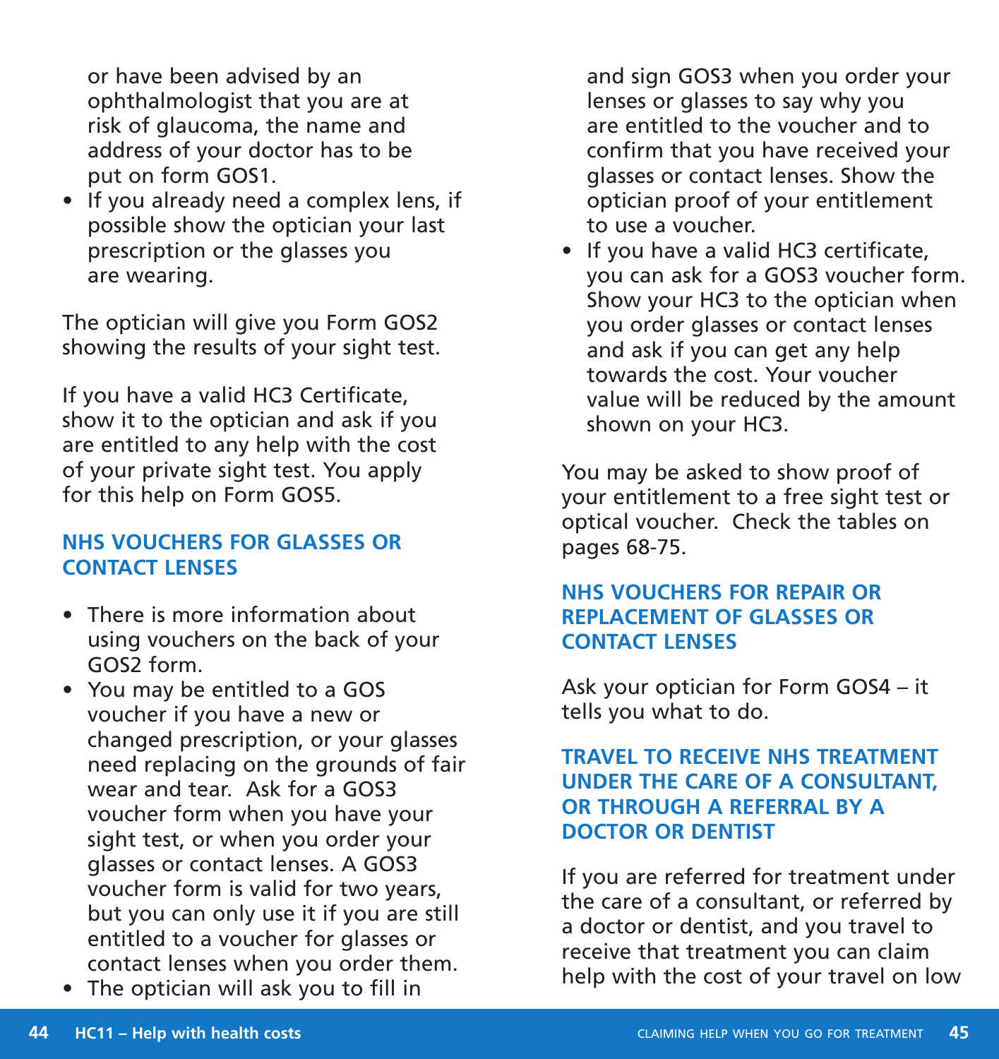or have been advised by an ophthalmologist that you are at risk of glaucoma, the name and address of your doctor has to be put on form GOS1.

- If you already need a complex lens, if possible show the optician your last prescription or the glasses you are wearing.

The optician will give you Form GOS2 showing the results of your sight test.

If you have a valid HC3 Certificate, show it to the optician and ask if you are entitled to any help with the cost of your private sight test. You apply for this help on Form GOS5.

### NHS VOUCHERS FOR GLASSES OR CONTACT LENSES

- There is more information about using vouchers on the back of your GOS2 form.
- You may be entitled to a GOS voucher if you have a new or changed prescription, or your glasses need replacing on the grounds of fair wear and tear. Ask for a GOS3 voucher form when you have your sight test, or when you order your glasses or contact lenses. A GOS3 voucher form is valid for two years, but you can only use it if you are still entitled to a voucher for glasses or contact lenses when you order them.
- The optician will ask you to fill in and sign GOS3 when you order your lenses or glasses to say why you are entitled to the voucher and to confirm that you have received your glasses or contact lenses. Show the optician proof of your entitlement to use a voucher.
- If you have a valid HC3 certificate, you can ask for a GOS3 voucher form. Show your HC3 to the optician when you order glasses or contact lenses and ask if you can get any help towards the cost. Your voucher value will be reduced by the amount shown on your HC3.

You may be asked to show proof of your entitlement to a free sight test or optical voucher. Check the tables on pages 68-75.

### NHS VOUCHERS FOR REPAIR OR REPLACEMENT OF GLASSES OR CONTACT LENSES

Ask your optician for Form GOS4 – it tells you what to do.

### TRAVEL TO RECEIVE NHS TREATMENT UNDER THE CARE OF A CONSULTANT, OR THROUGH A REFERRAL BY A DOCTOR OR DENTIST

If you are referred for treatment under the care of a consultant, or referred by a doctor or dentist, and you travel to receive that treatment you can claim help with the cost of your travel on low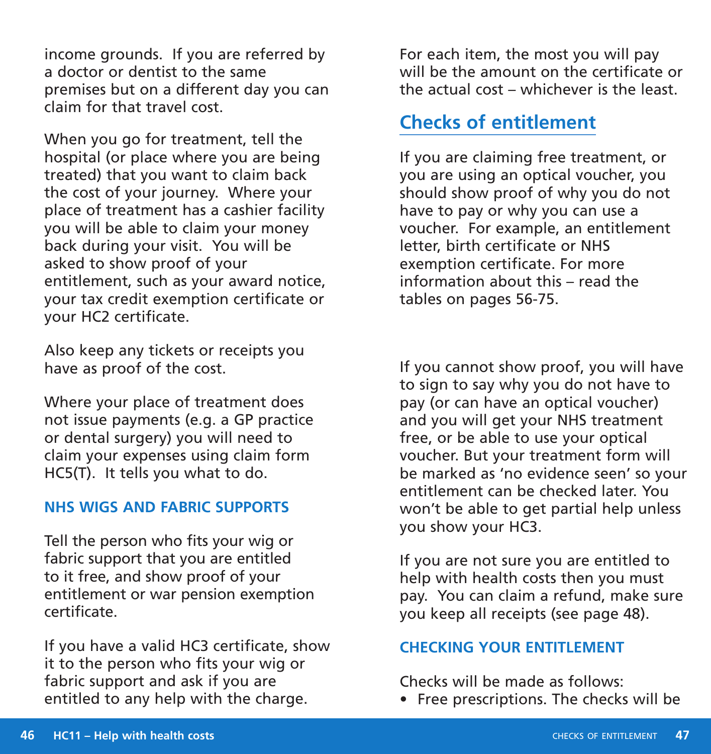income grounds. If you are referred by a doctor or dentist to the same premises but on a different day you can claim for that travel cost.

When you go for treatment, tell the hospital (or place where you are being treated) that you want to claim back the cost of your journey. Where your place of treatment has a cashier facility you will be able to claim your money back during your visit. You will be asked to show proof of your entitlement, such as your award notice, your tax credit exemption certificate or your HC2 certificate.

Also keep any tickets or receipts you have as proof of the cost.

Where your place of treatment does not issue payments (e.g. a GP practice or dental surgery) you will need to claim your expenses using claim form HC5(T). It tells you what to do.

### NHS WIGS AND FABRIC SUPPORTS

Tell the person who fits your wig or fabric support that you are entitled to it free, and show proof of your entitlement or war pension exemption certificate.

If you have a valid HC3 certificate, show it to the person who fits your wig or fabric support and ask if you are entitled to any help with the charge.

For each item, the most you will pay will be the amount on the certificate or the actual cost – whichever is the least.

## Checks of entitlement

If you are claiming free treatment, or you are using an optical voucher, you should show proof of why you do not have to pay or why you can use a voucher. For example, an entitlement letter, birth certificate or NHS exemption certificate. For more information about this – read the tables on pages 56-75.

If you cannot show proof, you will have to sign to say why you do not have to pay (or can have an optical voucher) and you will get your NHS treatment free, or be able to use your optical voucher. But your treatment form will be marked as 'no evidence seen' so your entitlement can be checked later. You won't be able to get partial help unless you show your HC3.

If you are not sure you are entitled to help with health costs then you must pay. You can claim a refund, make sure you keep all receipts (see page 48).

### CHECKING YOUR ENTITLEMENT

Checks will be made as follows:

- Free prescriptions. The checks will be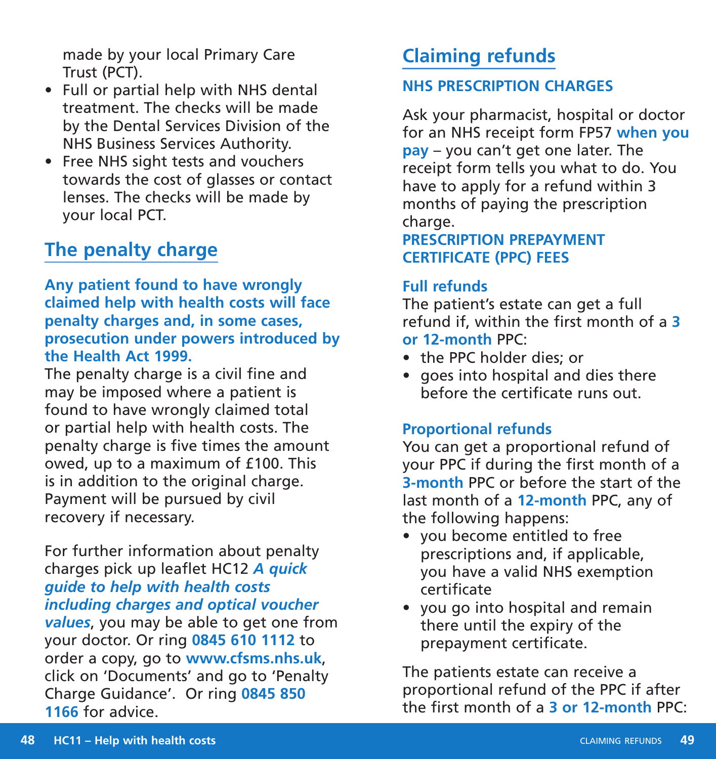made by your local Primary Care Trust (PCT).

- Full or partial help with NHS dental treatment. The checks will be made by the Dental Services Division of the NHS Business Services Authority.
- Free NHS sight tests and vouchers towards the cost of glasses or contact lenses. The checks will be made by your local PCT.

## The penalty charge

**Any patient found to have wrongly claimed help with health costs will face penalty charges and, in some cases, prosecution under powers introduced by the Health Act 1999.**

The penalty charge is a civil fine and may be imposed where a patient is found to have wrongly claimed total or partial help with health costs. The penalty charge is five times the amount owed, up to a maximum of £100. This is in addition to the original charge. Payment will be pursued by civil recovery if necessary.

For further information about penalty charges pick up leaflet HC12 ***A quick guide to help with health costs including charges and optical voucher values***, you may be able to get one from your doctor. Or ring **0845 610 1112** to order a copy, go to **www.cfsms.nhs.uk**, click on 'Documents' and go to 'Penalty Charge Guidance'. Or ring **0845 850 1166** for advice.

## Claiming refunds

### NHS PRESCRIPTION CHARGES

Ask your pharmacist, hospital or doctor for an NHS receipt form FP57 **when you pay** – you can't get one later. The receipt form tells you what to do. You have to apply for a refund within 3 months of paying the prescription charge.

### PRESCRIPTION PREPAYMENT CERTIFICATE (PPC) FEES

#### Full refunds

The patient's estate can get a full refund if, within the first month of a **3 or 12-month** PPC:

- the PPC holder dies; or
- goes into hospital and dies there before the certificate runs out.

#### Proportional refunds

You can get a proportional refund of your PPC if during the first month of a **3-month** PPC or before the start of the last month of a **12-month** PPC, any of the following happens:

- you become entitled to free prescriptions and, if applicable, you have a valid NHS exemption certificate
- you go into hospital and remain there until the expiry of the prepayment certificate.

The patients estate can receive a proportional refund of the PPC if after the first month of a **3 or 12-month** PPC: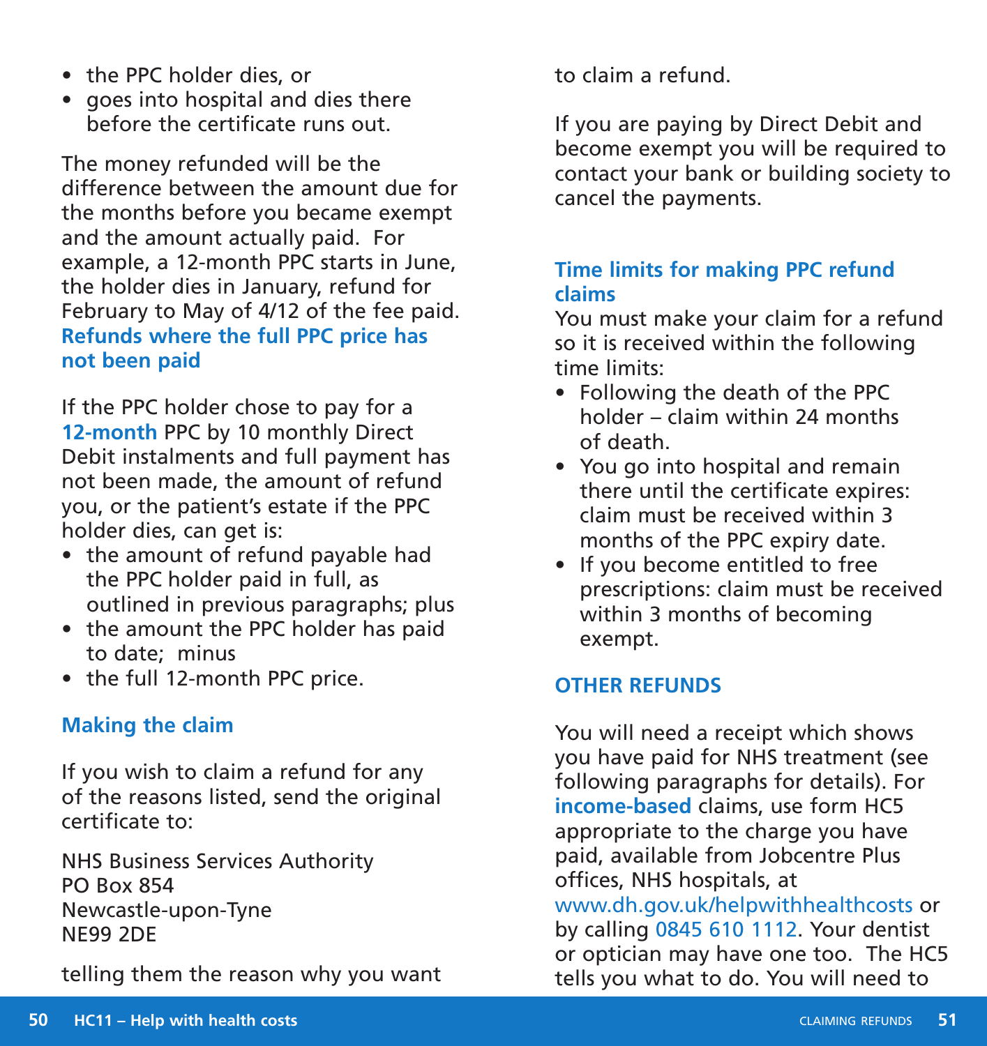- the PPC holder dies, or
- goes into hospital and dies there before the certificate runs out.

The money refunded will be the difference between the amount due for the months before you became exempt and the amount actually paid. For example, a 12-month PPC starts in June, the holder dies in January, refund for February to May of 4/12 of the fee paid.

### Refunds where the full PPC price has not been paid

If the PPC holder chose to pay for a **12-month** PPC by 10 monthly Direct Debit instalments and full payment has not been made, the amount of refund you, or the patient's estate if the PPC holder dies, can get is:

- the amount of refund payable had the PPC holder paid in full, as outlined in previous paragraphs; plus
- the amount the PPC holder has paid to date; minus
- the full 12-month PPC price.

### Making the claim

If you wish to claim a refund for any of the reasons listed, send the original certificate to:

NHS Business Services Authority
PO Box 854
Newcastle-upon-Tyne
NE99 2DE

telling them the reason why you want to claim a refund.

If you are paying by Direct Debit and become exempt you will be required to contact your bank or building society to cancel the payments.

### Time limits for making PPC refund claims

You must make your claim for a refund so it is received within the following time limits:

- Following the death of the PPC holder – claim within 24 months of death.
- You go into hospital and remain there until the certificate expires: claim must be received within 3 months of the PPC expiry date.
- If you become entitled to free prescriptions: claim must be received within 3 months of becoming exempt.

## OTHER REFUNDS

You will need a receipt which shows you have paid for NHS treatment (see following paragraphs for details). For **income-based** claims, use form HC5 appropriate to the charge you have paid, available from Jobcentre Plus offices, NHS hospitals, at www.dh.gov.uk/helpwithhealthcosts or by calling 0845 610 1112. Your dentist or optician may have one too. The HC5 tells you what to do. You will need to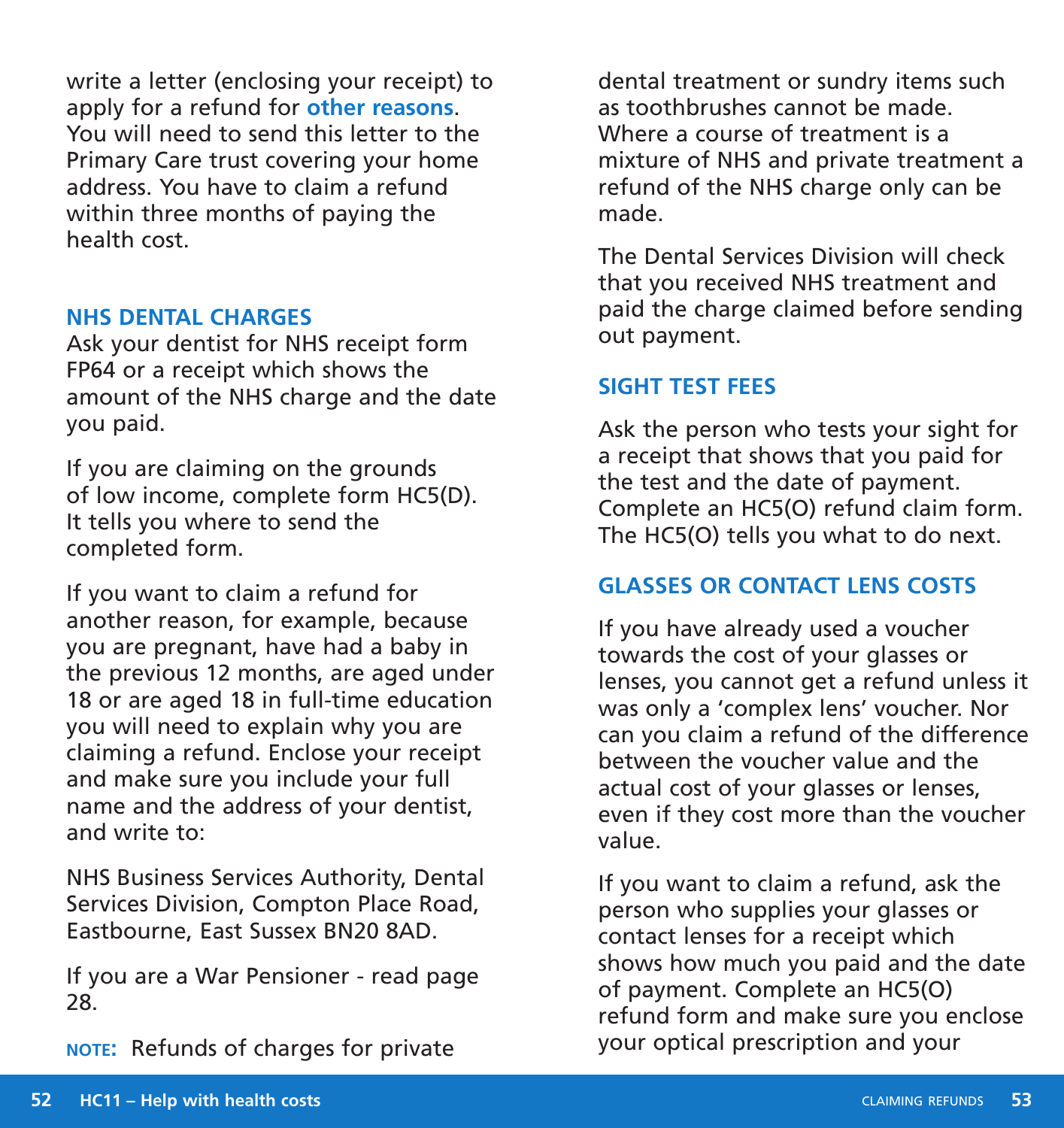write a letter (enclosing your receipt) to apply for a refund for **other reasons**. You will need to send this letter to the Primary Care trust covering your home address. You have to claim a refund within three months of paying the health cost.

## NHS DENTAL CHARGES

Ask your dentist for NHS receipt form FP64 or a receipt which shows the amount of the NHS charge and the date you paid.

If you are claiming on the grounds of low income, complete form HC5(D). It tells you where to send the completed form.

If you want to claim a refund for another reason, for example, because you are pregnant, have had a baby in the previous 12 months, are aged under 18 or are aged 18 in full-time education you will need to explain why you are claiming a refund. Enclose your receipt and make sure you include your full name and the address of your dentist, and write to:

NHS Business Services Authority, Dental Services Division, Compton Place Road, Eastbourne, East Sussex BN20 8AD.

If you are a War Pensioner - read page 28.

**NOTE:** Refunds of charges for private dental treatment or sundry items such as toothbrushes cannot be made. Where a course of treatment is a mixture of NHS and private treatment a refund of the NHS charge only can be made.

The Dental Services Division will check that you received NHS treatment and paid the charge claimed before sending out payment.

## SIGHT TEST FEES

Ask the person who tests your sight for a receipt that shows that you paid for the test and the date of payment. Complete an HC5(O) refund claim form. The HC5(O) tells you what to do next.

## GLASSES OR CONTACT LENS COSTS

If you have already used a voucher towards the cost of your glasses or lenses, you cannot get a refund unless it was only a 'complex lens' voucher. Nor can you claim a refund of the difference between the voucher value and the actual cost of your glasses or lenses, even if they cost more than the voucher value.

If you want to claim a refund, ask the person who supplies your glasses or contact lenses for a receipt which shows how much you paid and the date of payment. Complete an HC5(O) refund form and make sure you enclose your optical prescription and your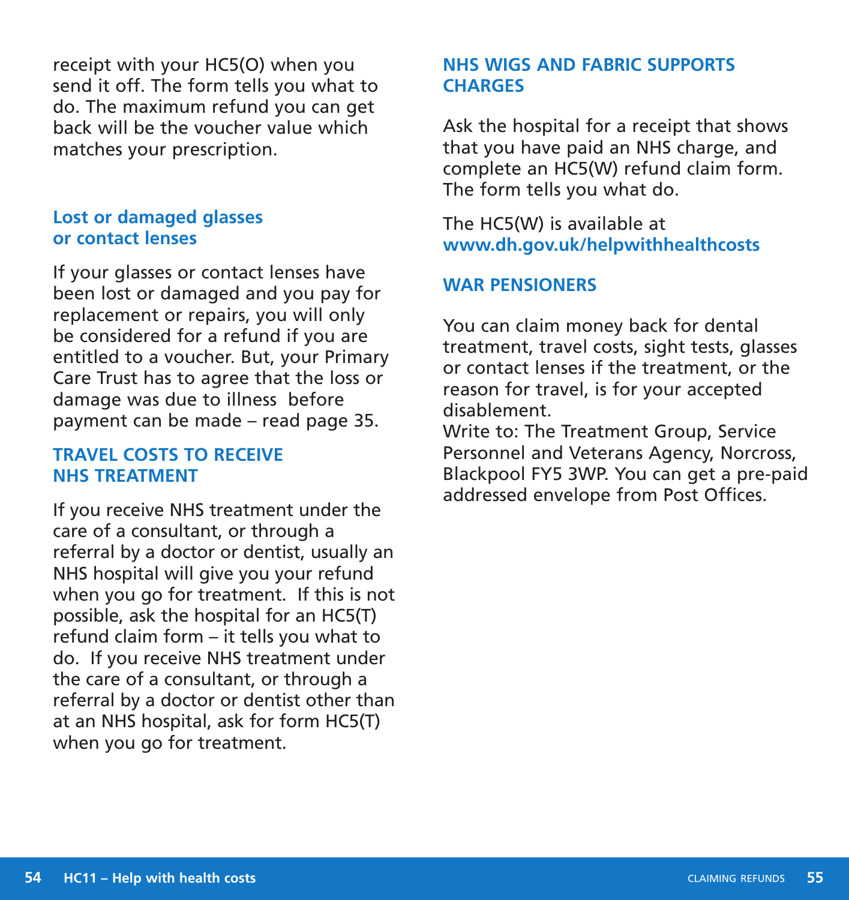receipt with your HC5(O) when you send it off. The form tells you what to do. The maximum refund you can get back will be the voucher value which matches your prescription.

### Lost or damaged glasses or contact lenses

If your glasses or contact lenses have been lost or damaged and you pay for replacement or repairs, you will only be considered for a refund if you are entitled to a voucher. But, your Primary Care Trust has to agree that the loss or damage was due to illness before payment can be made – read page 35.

## TRAVEL COSTS TO RECEIVE NHS TREATMENT

If you receive NHS treatment under the care of a consultant, or through a referral by a doctor or dentist, usually an NHS hospital will give you your refund when you go for treatment. If this is not possible, ask the hospital for an HC5(T) refund claim form – it tells you what to do. If you receive NHS treatment under the care of a consultant, or through a referral by a doctor or dentist other than at an NHS hospital, ask for form HC5(T) when you go for treatment.

## NHS WIGS AND FABRIC SUPPORTS CHARGES

Ask the hospital for a receipt that shows that you have paid an NHS charge, and complete an HC5(W) refund claim form. The form tells you what do.

The HC5(W) is available at **www.dh.gov.uk/helpwithhealthcosts**

## WAR PENSIONERS

You can claim money back for dental treatment, travel costs, sight tests, glasses or contact lenses if the treatment, or the reason for travel, is for your accepted disablement.
Write to: The Treatment Group, Service Personnel and Veterans Agency, Norcross, Blackpool FY5 3WP. You can get a pre-paid addressed envelope from Post Offices.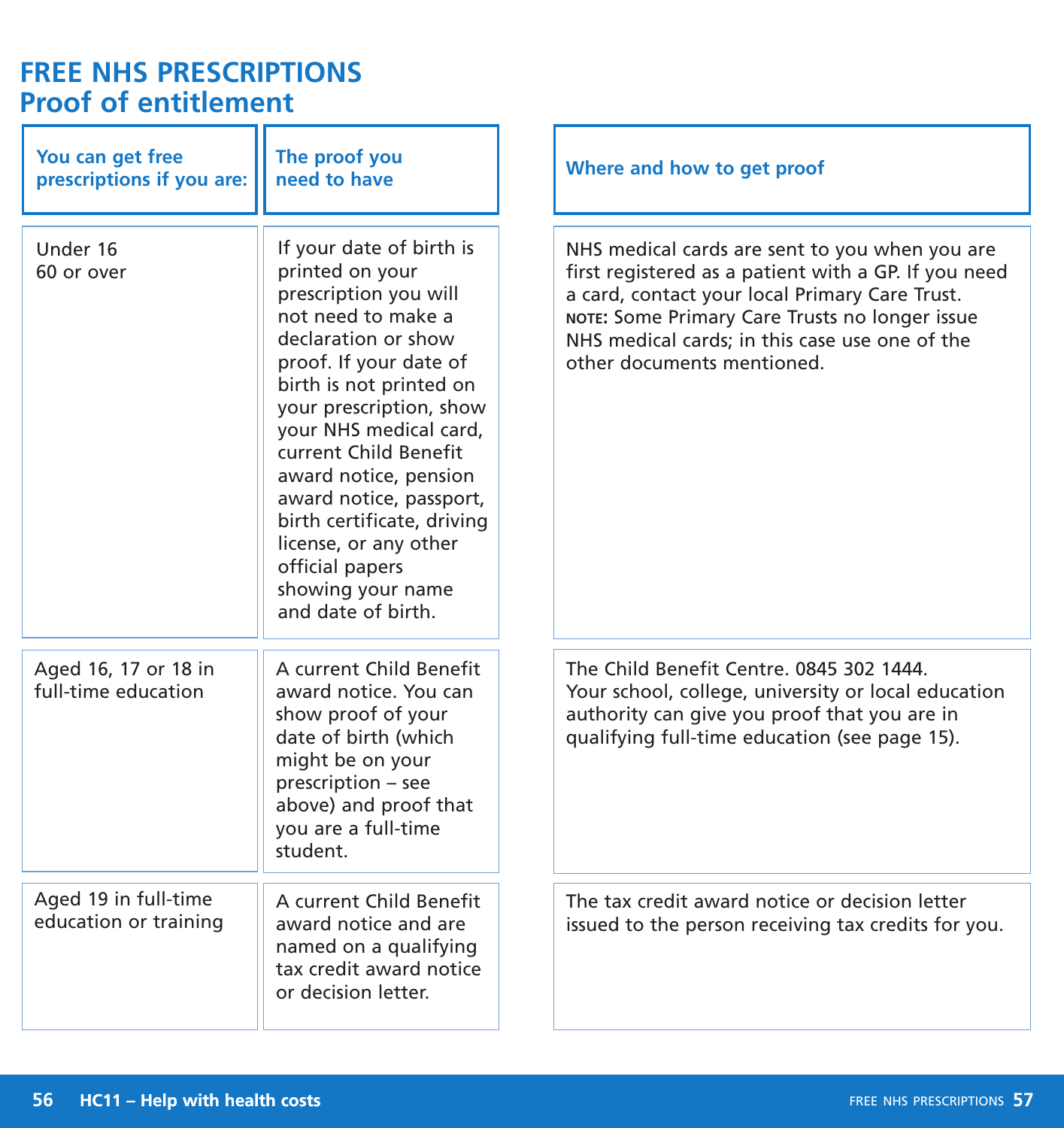# FREE NHS PRESCRIPTIONS
## Proof of entitlement

| You can get free prescriptions if you are: | The proof you need to have | Where and how to get proof |
| --- | --- | --- |
| Under 16<br>60 or over | If your date of birth is printed on your prescription you will not need to make a declaration or show proof. If your date of birth is not printed on your prescription, show your NHS medical card, current Child Benefit award notice, pension award notice, passport, birth certificate, driving license, or any other official papers showing your name and date of birth. | NHS medical cards are sent to you when you are first registered as a patient with a GP. If you need a card, contact your local Primary Care Trust.<br>**NOTE:** Some Primary Care Trusts no longer issue NHS medical cards; in this case use one of the other documents mentioned. |
| Aged 16, 17 or 18 in full-time education | A current Child Benefit award notice. You can show proof of your date of birth (which might be on your prescription – see above) and proof that you are a full-time student. | The Child Benefit Centre. 0845 302 1444.<br>Your school, college, university or local education authority can give you proof that you are in qualifying full-time education (see page 15). |
| Aged 19 in full-time education or training | A current Child Benefit award notice and are named on a qualifying tax credit award notice or decision letter. | The tax credit award notice or decision letter issued to the person receiving tax credits for you. |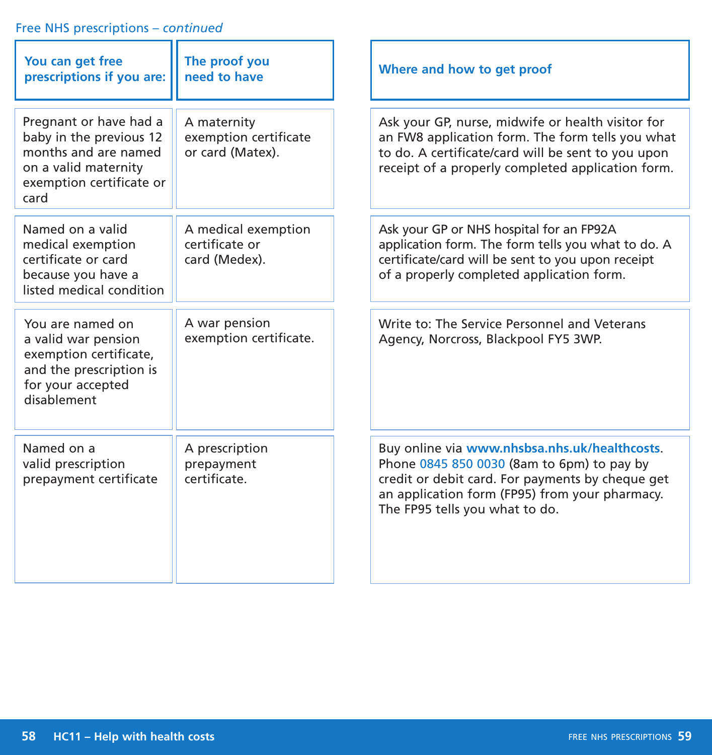Free NHS prescriptions – *continued*

| You can get free prescriptions if you are: | The proof you need to have | Where and how to get proof |
| --- | --- | --- |
| Pregnant or have had a baby in the previous 12 months and are named on a valid maternity exemption certificate or card | A maternity exemption certificate or card (Matex). | Ask your GP, nurse, midwife or health visitor for an FW8 application form. The form tells you what to do. A certificate/card will be sent to you upon receipt of a properly completed application form. |
| Named on a valid medical exemption certificate or card because you have a listed medical condition | A medical exemption certificate or card (Medex). | Ask your GP or NHS hospital for an FP92A application form. The form tells you what to do. A certificate/card will be sent to you upon receipt of a properly completed application form. |
| You are named on a valid war pension exemption certificate, and the prescription is for your accepted disablement | A war pension exemption certificate. | Write to: The Service Personnel and Veterans Agency, Norcross, Blackpool FY5 3WP. |
| Named on a valid prescription prepayment certificate | A prescription prepayment certificate. | Buy online via **www.nhsbsa.nhs.uk/healthcosts**. Phone 0845 850 0030 (8am to 6pm) to pay by credit or debit card. For payments by cheque get an application form (FP95) from your pharmacy. The FP95 tells you what to do. |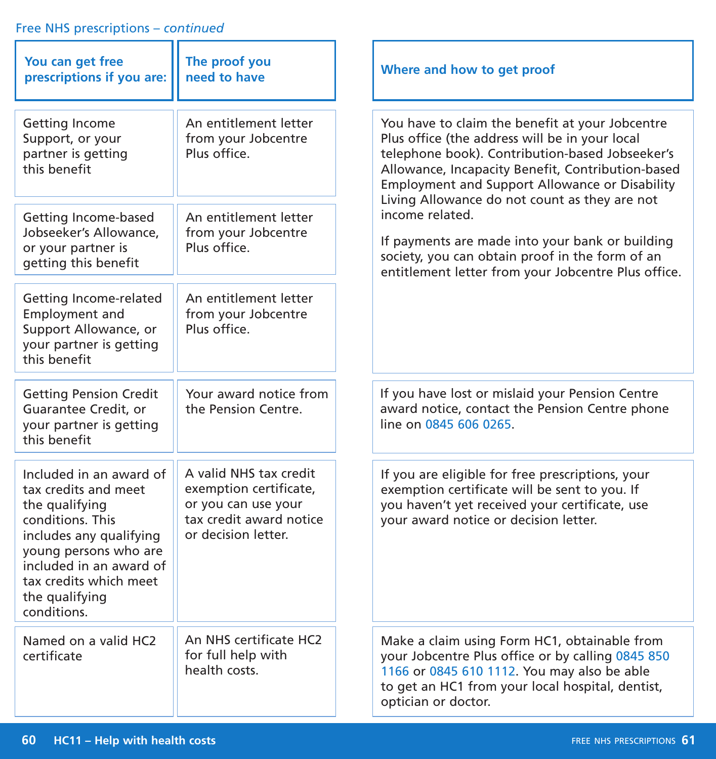Free NHS prescriptions – *continued*

| You can get free prescriptions if you are: | The proof you need to have | Where and how to get proof |
|---|---|---|
| Getting Income Support, or your partner is getting this benefit | An entitlement letter from your Jobcentre Plus office. | You have to claim the benefit at your Jobcentre Plus office (the address will be in your local telephone book). Contribution-based Jobseeker's Allowance, Incapacity Benefit, Contribution-based Employment and Support Allowance or Disability Living Allowance do not count as they are not income related.<br><br>If payments are made into your bank or building society, you can obtain proof in the form of an entitlement letter from your Jobcentre Plus office. |
| Getting Income-based Jobseeker's Allowance, or your partner is getting this benefit | An entitlement letter from your Jobcentre Plus office. | |
| Getting Income-related Employment and Support Allowance, or your partner is getting this benefit | An entitlement letter from your Jobcentre Plus office. | |
| Getting Pension Credit Guarantee Credit, or your partner is getting this benefit | Your award notice from the Pension Centre. | If you have lost or mislaid your Pension Centre award notice, contact the Pension Centre phone line on 0845 606 0265. |
| Included in an award of tax credits and meet the qualifying conditions. This includes any qualifying young persons who are included in an award of tax credits which meet the qualifying conditions. | A valid NHS tax credit exemption certificate, or you can use your tax credit award notice or decision letter. | If you are eligible for free prescriptions, your exemption certificate will be sent to you. If you haven't yet received your certificate, use your award notice or decision letter. |
| Named on a valid HC2 certificate | An NHS certificate HC2 for full help with health costs. | Make a claim using Form HC1, obtainable from your Jobcentre Plus office or by calling 0845 850 1166 or 0845 610 1112. You may also be able to get an HC1 from your local hospital, dentist, optician or doctor. |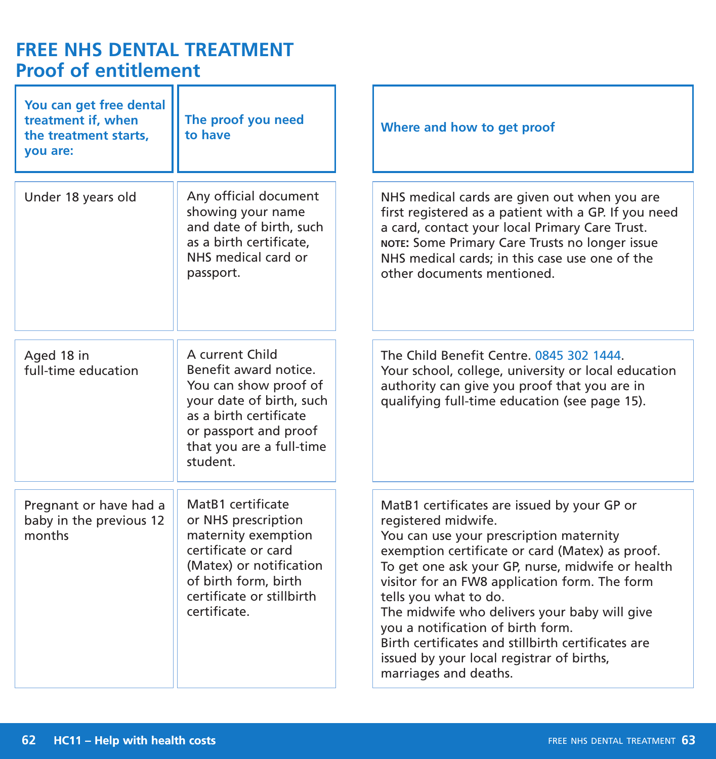# FREE NHS DENTAL TREATMENT
## Proof of entitlement

| You can get free dental treatment if, when the treatment starts, you are: | The proof you need to have | Where and how to get proof |
|---|---|---|
| Under 18 years old | Any official document showing your name and date of birth, such as a birth certificate, NHS medical card or passport. | NHS medical cards are given out when you are first registered as a patient with a GP. If you need a card, contact your local Primary Care Trust. **NOTE:** Some Primary Care Trusts no longer issue NHS medical cards; in this case use one of the other documents mentioned. |
| Aged 18 in full-time education | A current Child Benefit award notice. You can show proof of your date of birth, such as a birth certificate or passport and proof that you are a full-time student. | The Child Benefit Centre. 0845 302 1444. Your school, college, university or local education authority can give you proof that you are in qualifying full-time education (see page 15). |
| Pregnant or have had a baby in the previous 12 months | MatB1 certificate or NHS prescription maternity exemption certificate or card (Matex) or notification of birth form, birth certificate or stillbirth certificate. | MatB1 certificates are issued by your GP or registered midwife. You can use your prescription maternity exemption certificate or card (Matex) as proof. To get one ask your GP, nurse, midwife or health visitor for an FW8 application form. The form tells you what to do. The midwife who delivers your baby will give you a notification of birth form. Birth certificates and stillbirth certificates are issued by your local registrar of births, marriages and deaths. |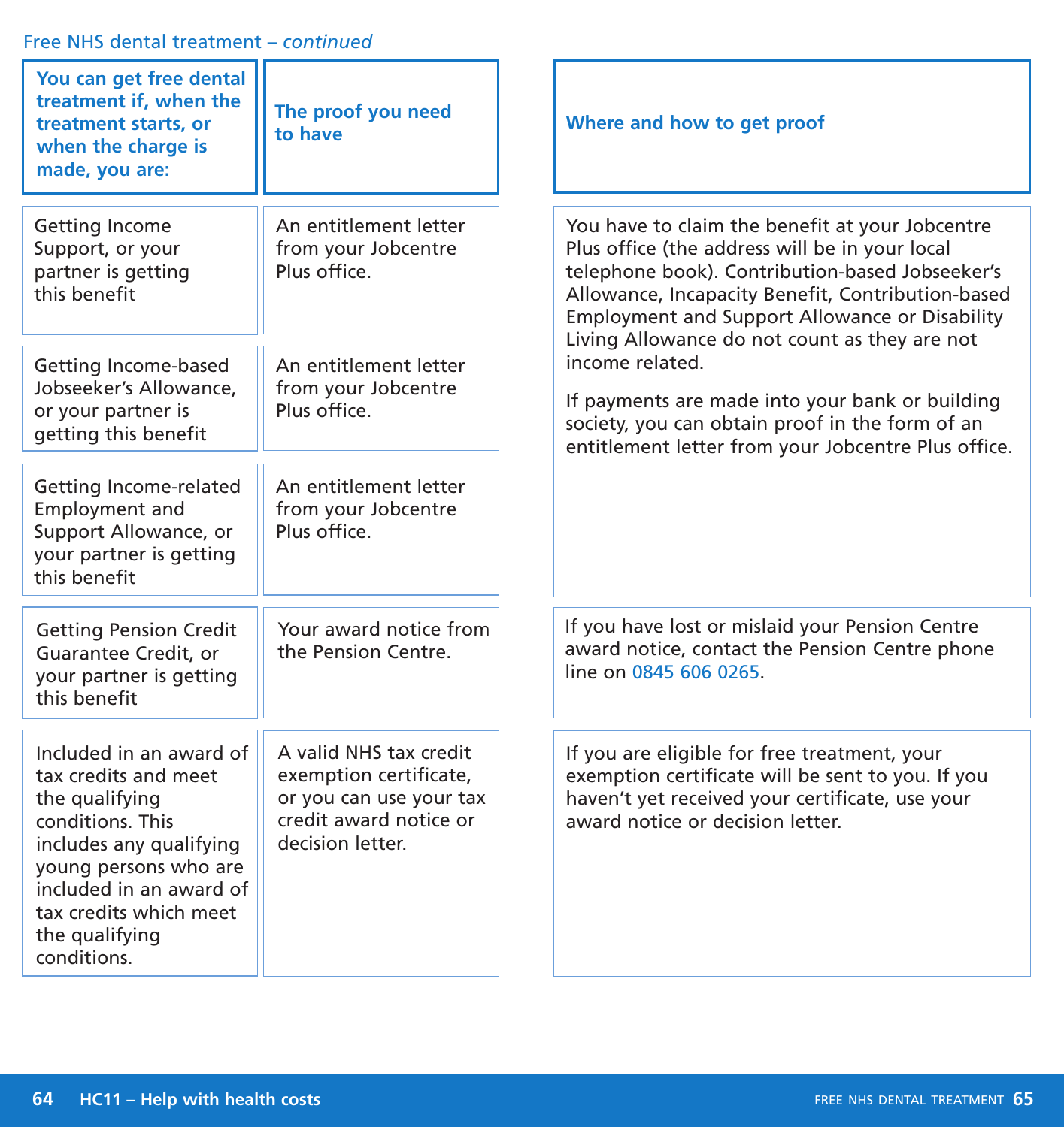Free NHS dental treatment – *continued*

| You can get free dental treatment if, when the treatment starts, or when the charge is made, you are: | The proof you need to have | Where and how to get proof |
|---|---|---|
| Getting Income Support, or your partner is getting this benefit | An entitlement letter from your Jobcentre Plus office. | You have to claim the benefit at your Jobcentre Plus office (the address will be in your local telephone book). Contribution-based Jobseeker's Allowance, Incapacity Benefit, Contribution-based Employment and Support Allowance or Disability Living Allowance do not count as they are not income related.<br><br>If payments are made into your bank or building society, you can obtain proof in the form of an entitlement letter from your Jobcentre Plus office. |
| Getting Income-based Jobseeker's Allowance, or your partner is getting this benefit | An entitlement letter from your Jobcentre Plus office. | |
| Getting Income-related Employment and Support Allowance, or your partner is getting this benefit | An entitlement letter from your Jobcentre Plus office. | |
| Getting Pension Credit Guarantee Credit, or your partner is getting this benefit | Your award notice from the Pension Centre. | If you have lost or mislaid your Pension Centre award notice, contact the Pension Centre phone line on 0845 606 0265. |
| Included in an award of tax credits and meet the qualifying conditions. This includes any qualifying young persons who are included in an award of tax credits which meet the qualifying conditions. | A valid NHS tax credit exemption certificate, or you can use your tax credit award notice or decision letter. | If you are eligible for free treatment, your exemption certificate will be sent to you. If you haven't yet received your certificate, use your award notice or decision letter. |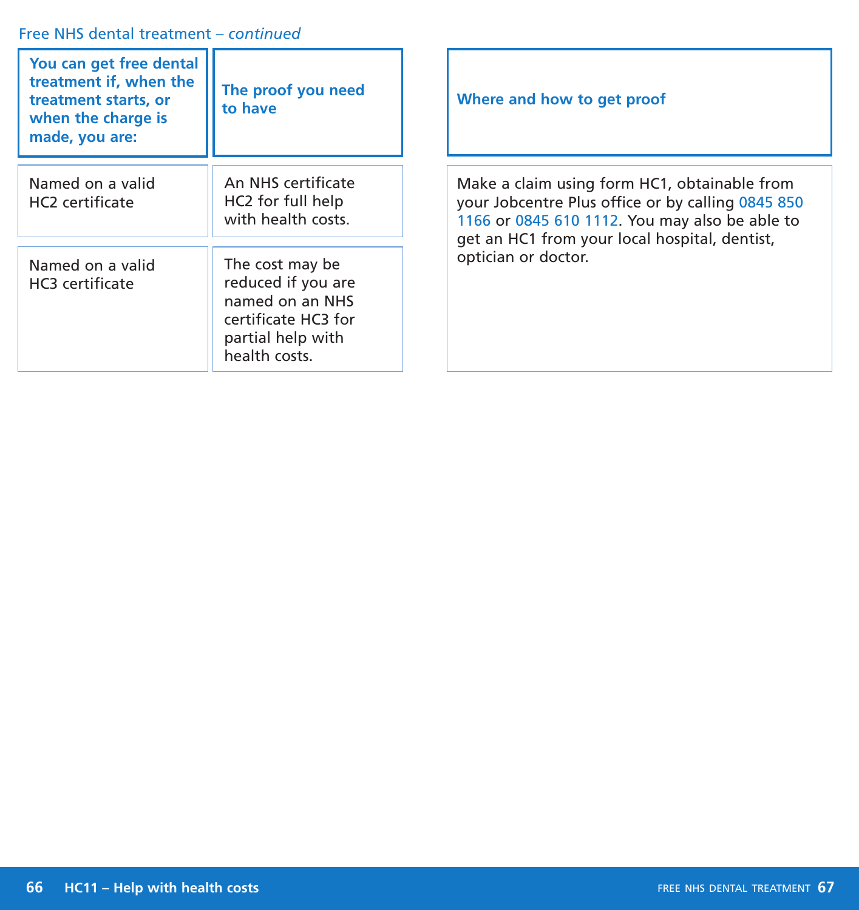Free NHS dental treatment – *continued*

| You can get free dental treatment if, when the treatment starts, or when the charge is made, you are: | The proof you need to have | Where and how to get proof |
| --- | --- | --- |
| Named on a valid HC2 certificate | An NHS certificate HC2 for full help with health costs. | Make a claim using form HC1, obtainable from your Jobcentre Plus office or by calling 0845 850 1166 or 0845 610 1112. You may also be able to get an HC1 from your local hospital, dentist, optician or doctor. |
| Named on a valid HC3 certificate | The cost may be reduced if you are named on an NHS certificate HC3 for partial help with health costs. | |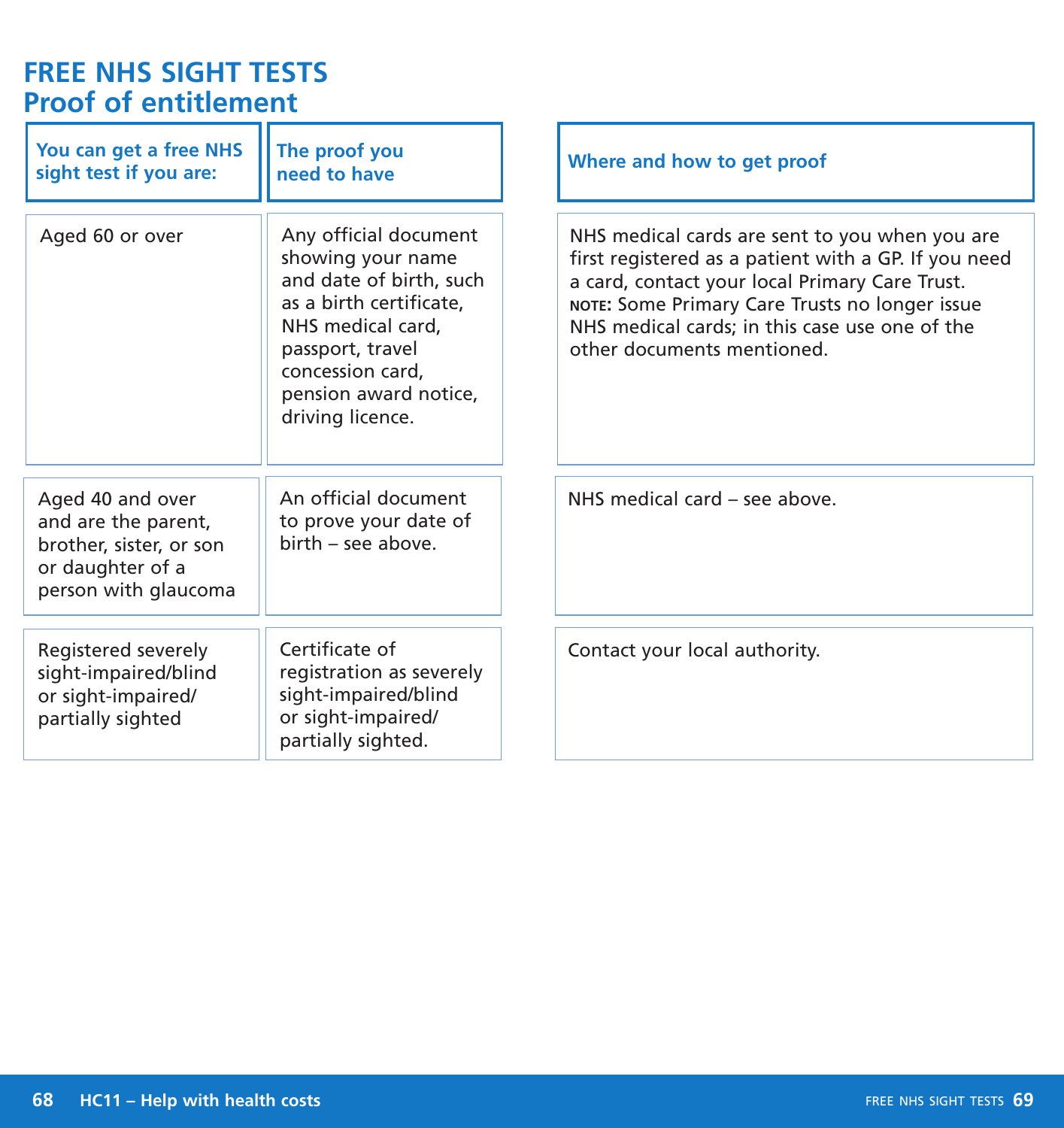# FREE NHS SIGHT TESTS
## Proof of entitlement

| You can get a free NHS sight test if you are: | The proof you need to have | Where and how to get proof |
|---|---|---|
| Aged 60 or over | Any official document showing your name and date of birth, such as a birth certificate, NHS medical card, passport, travel concession card, pension award notice, driving licence. | NHS medical cards are sent to you when you are first registered as a patient with a GP. If you need a card, contact your local Primary Care Trust. **NOTE:** Some Primary Care Trusts no longer issue NHS medical cards; in this case use one of the other documents mentioned. |
| Aged 40 and over and are the parent, brother, sister, or son or daughter of a person with glaucoma | An official document to prove your date of birth – see above. | NHS medical card – see above. |
| Registered severely sight-impaired/blind or sight-impaired/partially sighted | Certificate of registration as severely sight-impaired/blind or sight-impaired/partially sighted. | Contact your local authority. |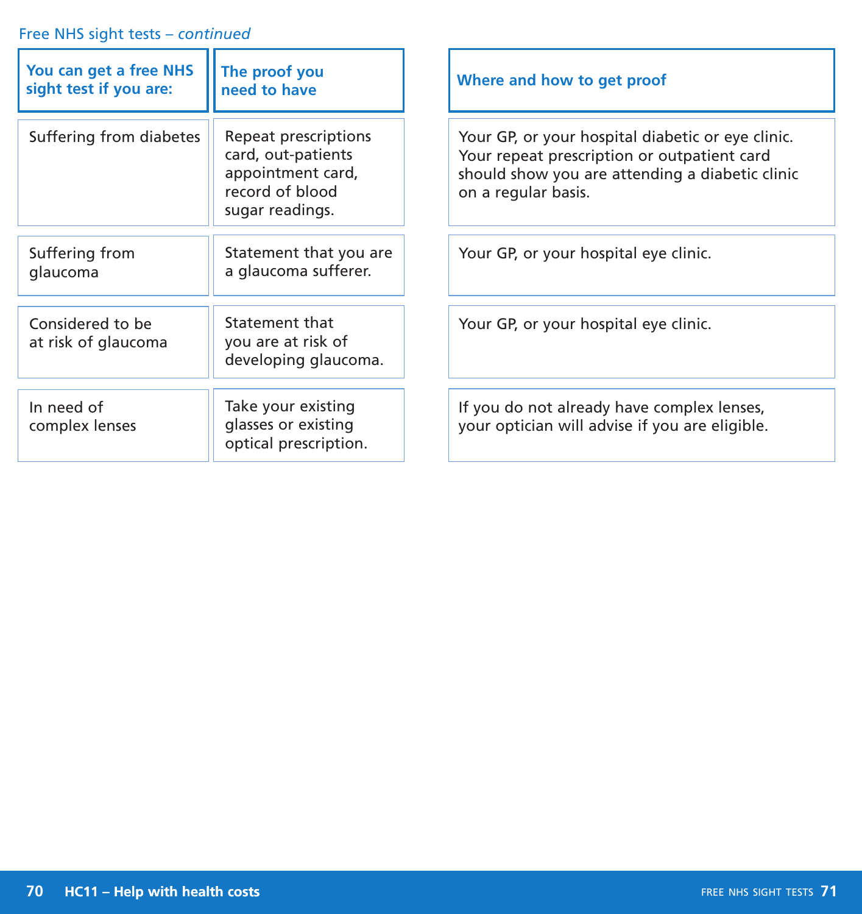Free NHS sight tests – *continued*

| You can get a free NHS sight test if you are: | The proof you need to have | Where and how to get proof |
|---|---|---|
| Suffering from diabetes | Repeat prescriptions card, out-patients appointment card, record of blood sugar readings. | Your GP, or your hospital diabetic or eye clinic. Your repeat prescription or outpatient card should show you are attending a diabetic clinic on a regular basis. |
| Suffering from glaucoma | Statement that you are a glaucoma sufferer. | Your GP, or your hospital eye clinic. |
| Considered to be at risk of glaucoma | Statement that you are at risk of developing glaucoma. | Your GP, or your hospital eye clinic. |
| In need of complex lenses | Take your existing glasses or existing optical prescription. | If you do not already have complex lenses, your optician will advise if you are eligible. |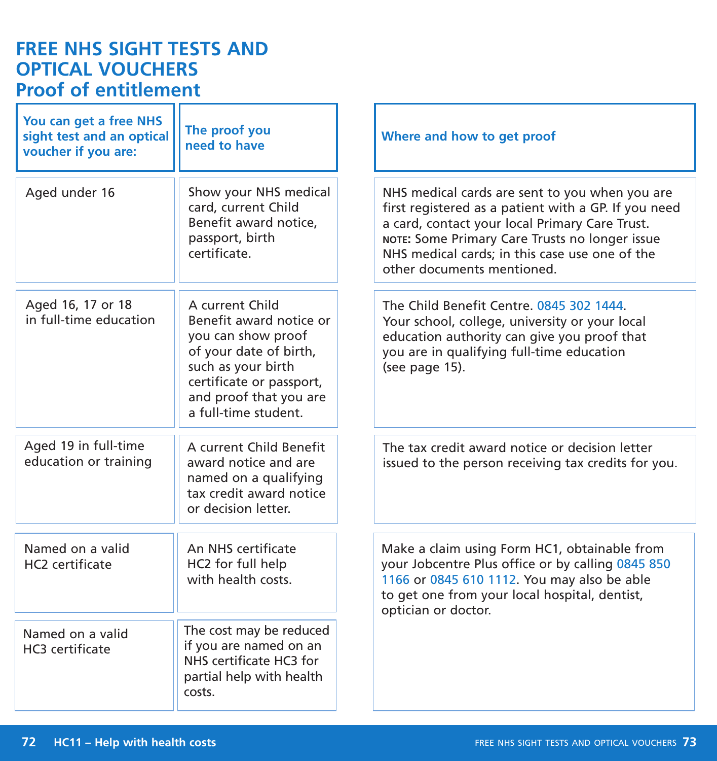# FREE NHS SIGHT TESTS AND OPTICAL VOUCHERS
## Proof of entitlement

| You can get a free NHS sight test and an optical voucher if you are: | The proof you need to have | Where and how to get proof |
|---|---|---|
| Aged under 16 | Show your NHS medical card, current Child Benefit award notice, passport, birth certificate. | NHS medical cards are sent to you when you are first registered as a patient with a GP. If you need a card, contact your local Primary Care Trust. **NOTE:** Some Primary Care Trusts no longer issue NHS medical cards; in this case use one of the other documents mentioned. |
| Aged 16, 17 or 18 in full-time education | A current Child Benefit award notice or you can show proof of your date of birth, such as your birth certificate or passport, and proof that you are a full-time student. | The Child Benefit Centre. 0845 302 1444. Your school, college, university or your local education authority can give you proof that you are in qualifying full-time education (see page 15). |
| Aged 19 in full-time education or training | A current Child Benefit award notice and are named on a qualifying tax credit award notice or decision letter. | The tax credit award notice or decision letter issued to the person receiving tax credits for you. |
| Named on a valid HC2 certificate | An NHS certificate HC2 for full help with health costs. | Make a claim using Form HC1, obtainable from your Jobcentre Plus office or by calling 0845 850 1166 or 0845 610 1112. You may also be able to get one from your local hospital, dentist, optician or doctor. |
| Named on a valid HC3 certificate | The cost may be reduced if you are named on an NHS certificate HC3 for partial help with health costs. | |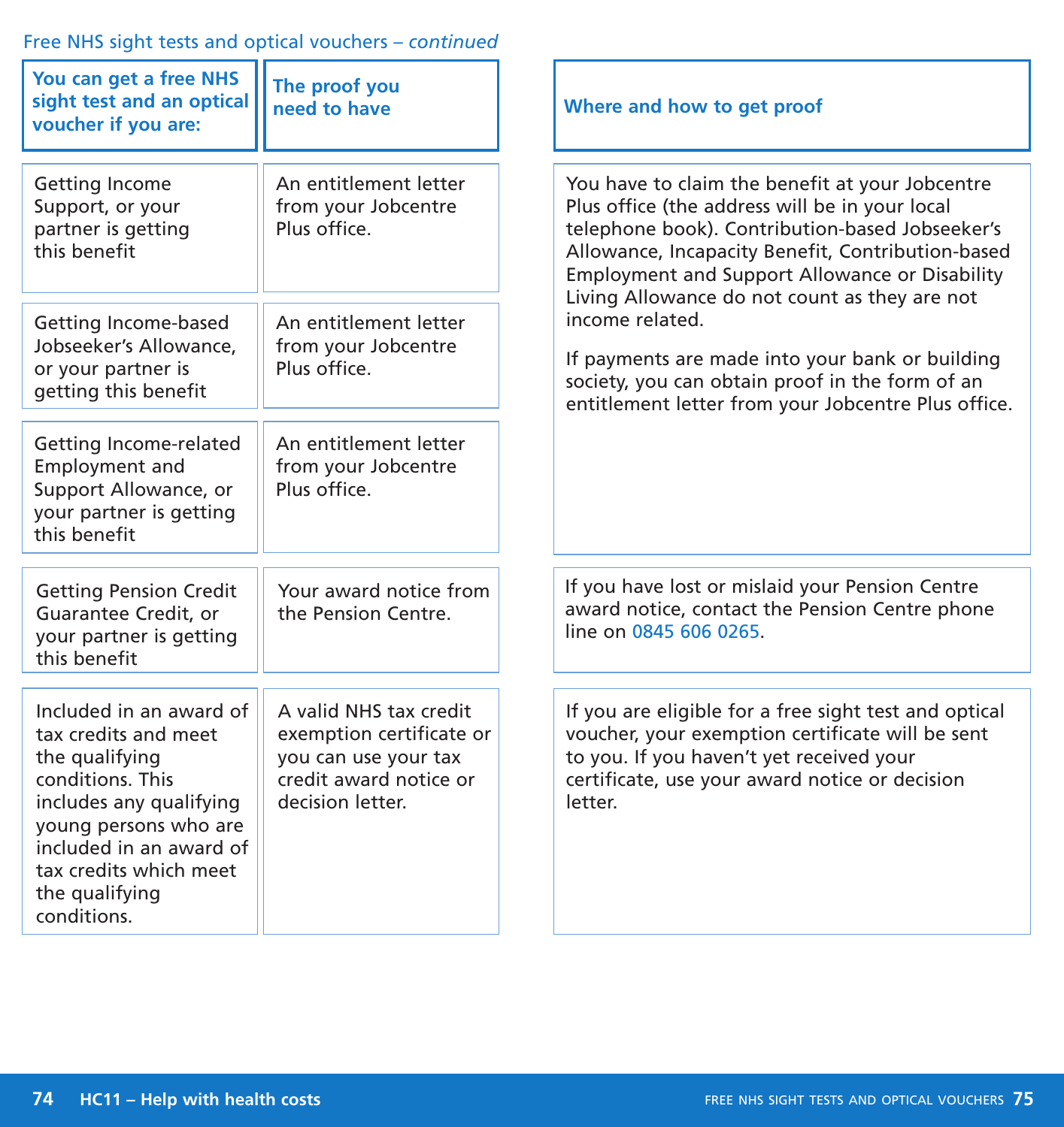Free NHS sight tests and optical vouchers – *continued*

| You can get a free NHS sight test and an optical voucher if you are: | The proof you need to have | Where and how to get proof |
| --- | --- | --- |
| Getting Income Support, or your partner is getting this benefit | An entitlement letter from your Jobcentre Plus office. | You have to claim the benefit at your Jobcentre Plus office (the address will be in your local telephone book). Contribution-based Jobseeker's Allowance, Incapacity Benefit, Contribution-based Employment and Support Allowance or Disability Living Allowance do not count as they are not income related.<br><br>If payments are made into your bank or building society, you can obtain proof in the form of an entitlement letter from your Jobcentre Plus office. |
| Getting Income-based Jobseeker's Allowance, or your partner is getting this benefit | An entitlement letter from your Jobcentre Plus office. | |
| Getting Income-related Employment and Support Allowance, or your partner is getting this benefit | An entitlement letter from your Jobcentre Plus office. | |
| Getting Pension Credit Guarantee Credit, or your partner is getting this benefit | Your award notice from the Pension Centre. | If you have lost or mislaid your Pension Centre award notice, contact the Pension Centre phone line on 0845 606 0265. |
| Included in an award of tax credits and meet the qualifying conditions. This includes any qualifying young persons who are included in an award of tax credits which meet the qualifying conditions. | A valid NHS tax credit exemption certificate or you can use your tax credit award notice or decision letter. | If you are eligible for a free sight test and optical voucher, your exemption certificate will be sent to you. If you haven't yet received your certificate, use your award notice or decision letter. |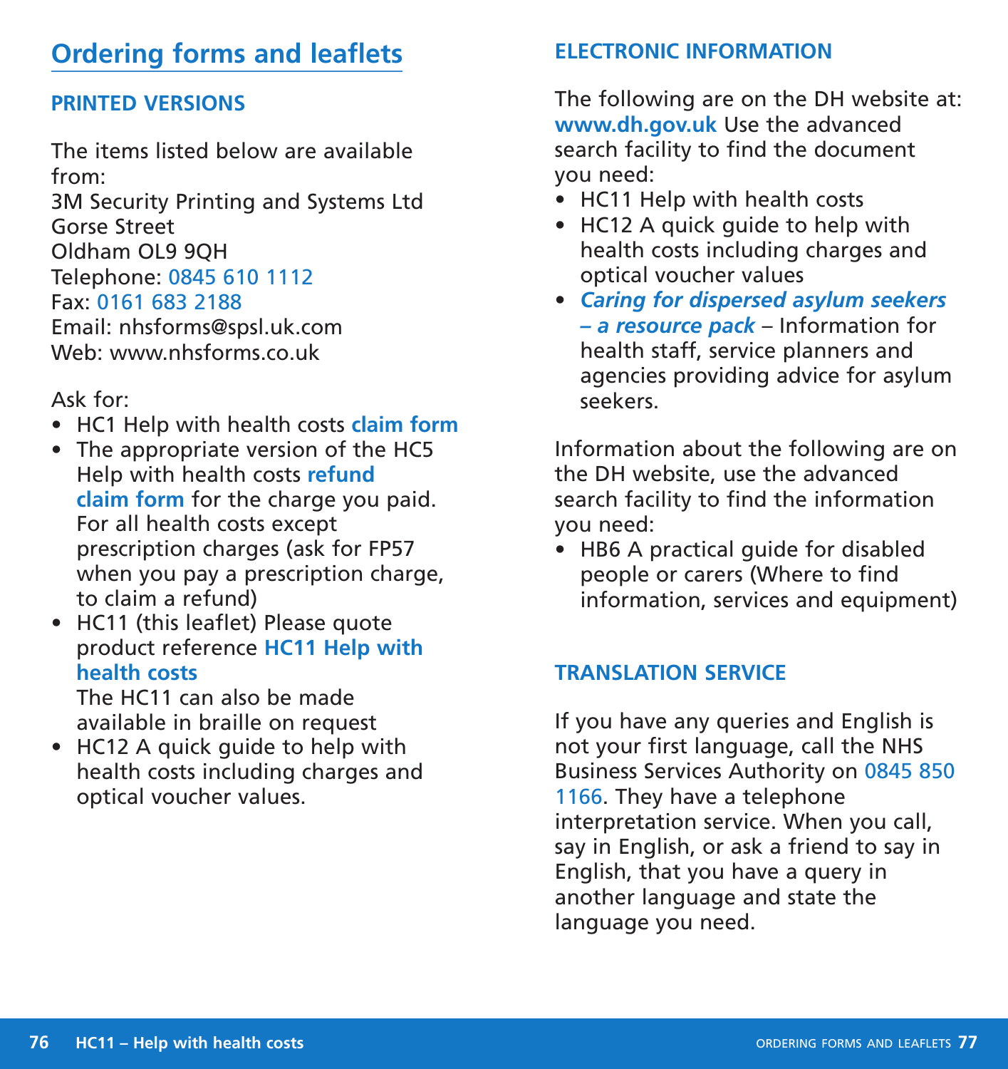# Ordering forms and leaflets

## PRINTED VERSIONS

The items listed below are available from:
3M Security Printing and Systems Ltd
Gorse Street
Oldham OL9 9QH
Telephone: 0845 610 1112
Fax: 0161 683 2188
Email: nhsforms@spsl.uk.com
Web: www.nhsforms.co.uk

Ask for:

- HC1 Help with health costs **claim form**
- The appropriate version of the HC5 Help with health costs **refund claim form** for the charge you paid. For all health costs except prescription charges (ask for FP57 when you pay a prescription charge, to claim a refund)
- HC11 (this leaflet) Please quote product reference **HC11 Help with health costs**
  The HC11 can also be made available in braille on request
- HC12 A quick guide to help with health costs including charges and optical voucher values.

## ELECTRONIC INFORMATION

The following are on the DH website at: **www.dh.gov.uk** Use the advanced search facility to find the document you need:

- HC11 Help with health costs
- HC12 A quick guide to help with health costs including charges and optical voucher values
- ***Caring for dispersed asylum seekers – a resource pack*** – Information for health staff, service planners and agencies providing advice for asylum seekers.

Information about the following are on the DH website, use the advanced search facility to find the information you need:

- HB6 A practical guide for disabled people or carers (Where to find information, services and equipment)

## TRANSLATION SERVICE

If you have any queries and English is not your first language, call the NHS Business Services Authority on 0845 850 1166. They have a telephone interpretation service. When you call, say in English, or ask a friend to say in English, that you have a query in another language and state the language you need.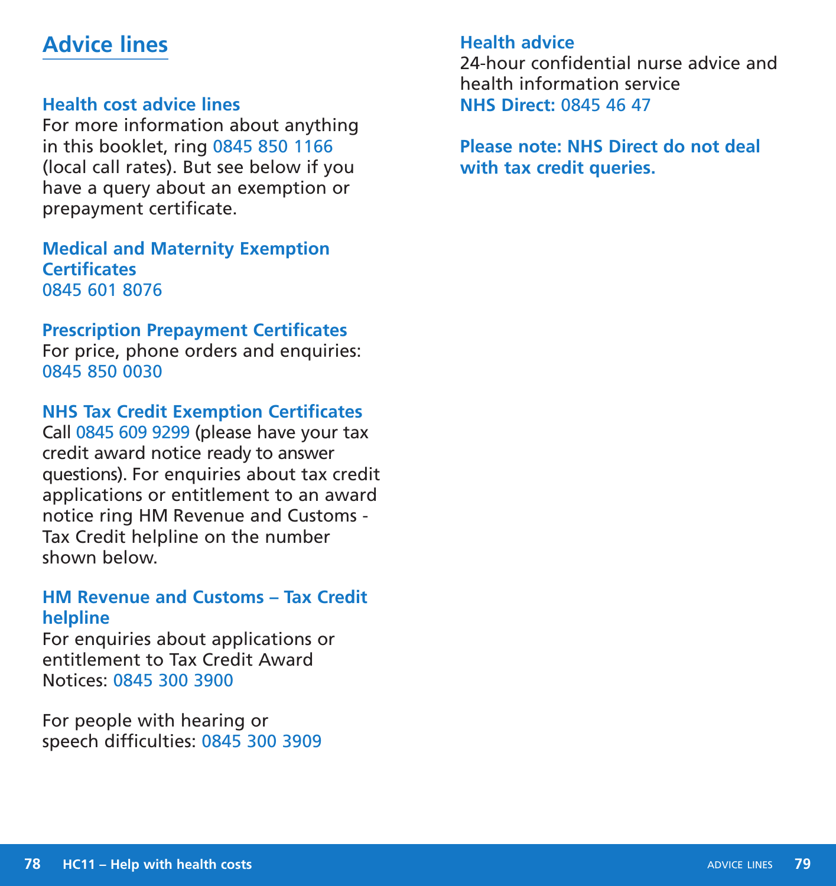# Advice lines

### Health cost advice lines

For more information about anything in this booklet, ring 0845 850 1166 (local call rates). But see below if you have a query about an exemption or prepayment certificate.

### Medical and Maternity Exemption Certificates

0845 601 8076

### Prescription Prepayment Certificates

For price, phone orders and enquiries: 0845 850 0030

### NHS Tax Credit Exemption Certificates

Call 0845 609 9299 (please have your tax credit award notice ready to answer questions). For enquiries about tax credit applications or entitlement to an award notice ring HM Revenue and Customs - Tax Credit helpline on the number shown below.

### HM Revenue and Customs – Tax Credit helpline

For enquiries about applications or entitlement to Tax Credit Award Notices: 0845 300 3900

For people with hearing or speech difficulties: 0845 300 3909

### Health advice

24-hour confidential nurse advice and health information service

**NHS Direct:** 0845 46 47

**Please note: NHS Direct do not deal with tax credit queries.**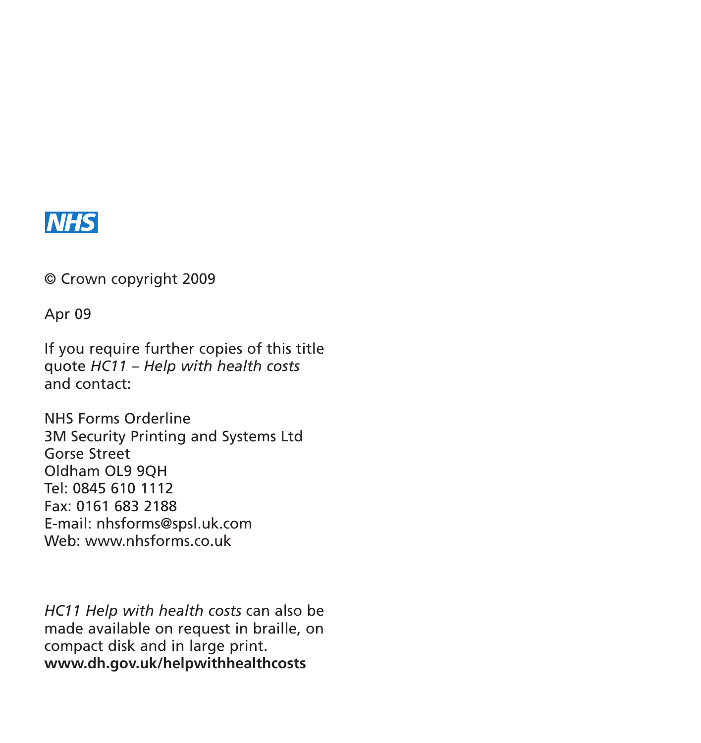NHS

© Crown copyright 2009

Apr 09

If you require further copies of this title quote *HC11 – Help with health costs* and contact:

NHS Forms Orderline
3M Security Printing and Systems Ltd
Gorse Street
Oldham OL9 9QH
Tel: 0845 610 1112
Fax: 0161 683 2188
E-mail: nhsforms@spsl.uk.com
Web: www.nhsforms.co.uk

*HC11 Help with health costs* can also be made available on request in braille, on compact disk and in large print.
**www.dh.gov.uk/helpwithhealthcosts**